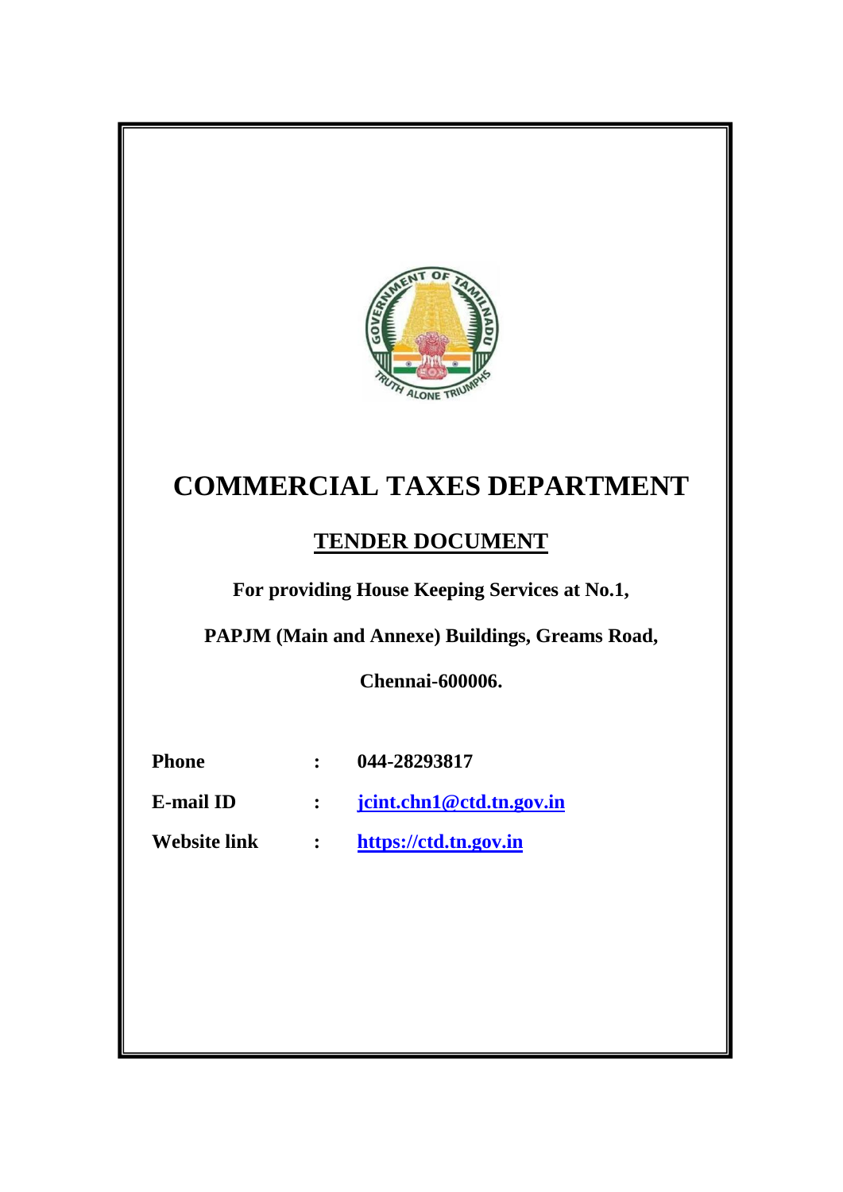# COMMERCIAL TAXES DEPARTMENT

## TENDER DOCUMENT

**For providing House Keeping Services at No.1,**

**PAPJM (Main and Annexe) Buildings, Greams Road,**

**Chennai-600006.**

| | | |
|---|---|---|
| **Phone** | **:** | **044-28293817** |
| **E-mail ID** | **:** | **jcint.chn1@ctd.tn.gov.in** |
| **Website link** | **:** | **https://ctd.tn.gov.in** |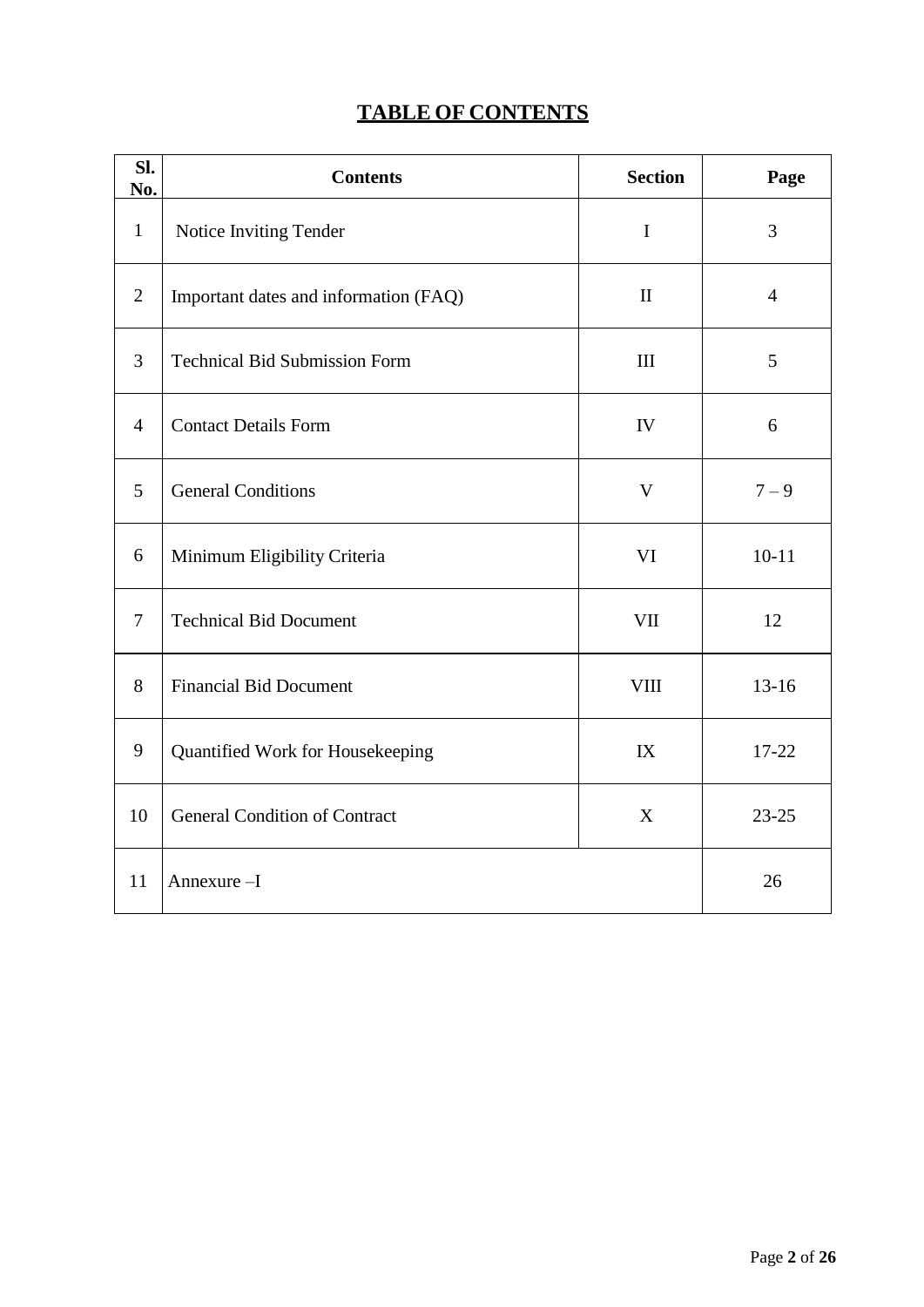# TABLE OF CONTENTS

| Sl. No. | Contents | Section | Page |
|---|---|---|---|
| 1 | Notice Inviting Tender | I | 3 |
| 2 | Important dates and information (FAQ) | II | 4 |
| 3 | Technical Bid Submission Form | III | 5 |
| 4 | Contact Details Form | IV | 6 |
| 5 | General Conditions | V | 7 – 9 |
| 6 | Minimum Eligibility Criteria | VI | 10-11 |
| 7 | Technical Bid Document | VII | 12 |
| 8 | Financial Bid Document | VIII | 13-16 |
| 9 | Quantified Work for Housekeeping | IX | 17-22 |
| 10 | General Condition of Contract | X | 23-25 |
| 11 | Annexure –I | | 26 |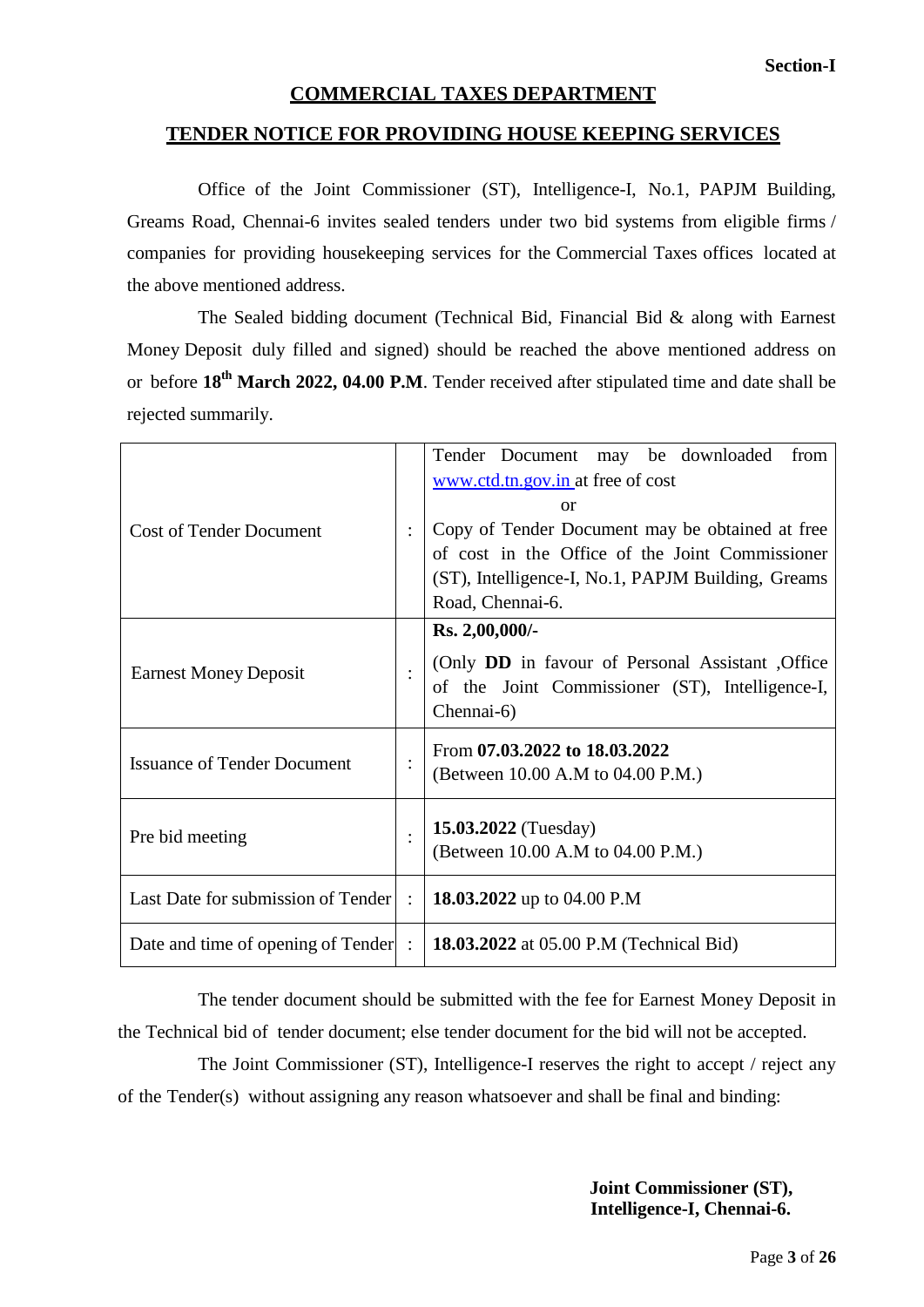**Section-I**

# COMMERCIAL TAXES DEPARTMENT

## TENDER NOTICE FOR PROVIDING HOUSE KEEPING SERVICES

Office of the Joint Commissioner (ST), Intelligence-I, No.1, PAPJM Building, Greams Road, Chennai-6 invites sealed tenders under two bid systems from eligible firms / companies for providing housekeeping services for the Commercial Taxes offices located at the above mentioned address.

The Sealed bidding document (Technical Bid, Financial Bid & along with Earnest Money Deposit duly filled and signed) should be reached the above mentioned address on or before **18th March 2022, 04.00 P.M**. Tender received after stipulated time and date shall be rejected summarily.

| | | |
|---|---|---|
| Cost of Tender Document | : | Tender Document may be downloaded from www.ctd.tn.gov.in at free of cost<br>or<br>Copy of Tender Document may be obtained at free of cost in the Office of the Joint Commissioner (ST), Intelligence-I, No.1, PAPJM Building, Greams Road, Chennai-6. |
| Earnest Money Deposit | : | **Rs. 2,00,000/-**<br>(Only **DD** in favour of Personal Assistant ,Office of the Joint Commissioner (ST), Intelligence-I, Chennai-6) |
| Issuance of Tender Document | : | From **07.03.2022 to 18.03.2022**<br>(Between 10.00 A.M to 04.00 P.M.) |
| Pre bid meeting | : | **15.03.2022** (Tuesday)<br>(Between 10.00 A.M to 04.00 P.M.) |
| Last Date for submission of Tender | : | **18.03.2022** up to 04.00 P.M |
| Date and time of opening of Tender | : | **18.03.2022** at 05.00 P.M (Technical Bid) |

The tender document should be submitted with the fee for Earnest Money Deposit in the Technical bid of tender document; else tender document for the bid will not be accepted.

The Joint Commissioner (ST), Intelligence-I reserves the right to accept / reject any of the Tender(s) without assigning any reason whatsoever and shall be final and binding:

**Joint Commissioner (ST),**
**Intelligence-I, Chennai-6.**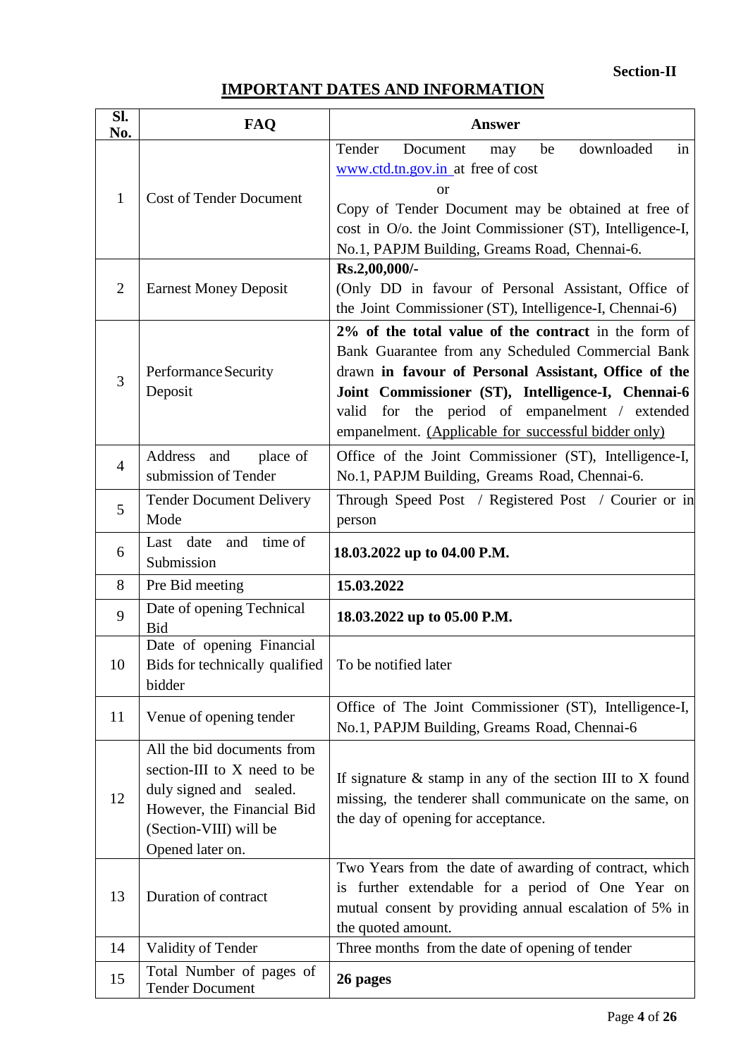Section-II

# IMPORTANT DATES AND INFORMATION

| Sl. No. | FAQ | Answer |
|---|---|---|
| 1 | Cost of Tender Document | Tender Document may be downloaded in www.ctd.tn.gov.in at free of cost<br>or<br>Copy of Tender Document may be obtained at free of cost in O/o. the Joint Commissioner (ST), Intelligence-I, No.1, PAPJM Building, Greams Road, Chennai-6. |
| 2 | Earnest Money Deposit | **Rs.2,00,000/-**<br>(Only DD in favour of Personal Assistant, Office of the Joint Commissioner (ST), Intelligence-I, Chennai-6) |
| 3 | Performance Security Deposit | **2% of the total value of the contract** in the form of Bank Guarantee from any Scheduled Commercial Bank drawn **in favour of Personal Assistant, Office of the Joint Commissioner (ST), Intelligence-I, Chennai-6** valid for the period of empanelment / extended empanelment. (Applicable for successful bidder only) |
| 4 | Address and place of submission of Tender | Office of the Joint Commissioner (ST), Intelligence-I, No.1, PAPJM Building, Greams Road, Chennai-6. |
| 5 | Tender Document Delivery Mode | Through Speed Post / Registered Post / Courier or in person |
| 6 | Last date and time of Submission | **18.03.2022 up to 04.00 P.M.** |
| 8 | Pre Bid meeting | **15.03.2022** |
| 9 | Date of opening Technical Bid | **18.03.2022 up to 05.00 P.M.** |
| 10 | Date of opening Financial Bids for technically qualified bidder | To be notified later |
| 11 | Venue of opening tender | Office of The Joint Commissioner (ST), Intelligence-I, No.1, PAPJM Building, Greams Road, Chennai-6 |
| 12 | All the bid documents from section-III to X need to be duly signed and sealed. However, the Financial Bid (Section-VIII) will be Opened later on. | If signature & stamp in any of the section III to X found missing, the tenderer shall communicate on the same, on the day of opening for acceptance. |
| 13 | Duration of contract | Two Years from the date of awarding of contract, which is further extendable for a period of One Year on mutual consent by providing annual escalation of 5% in the quoted amount. |
| 14 | Validity of Tender | Three months from the date of opening of tender |
| 15 | Total Number of pages of Tender Document | **26 pages** |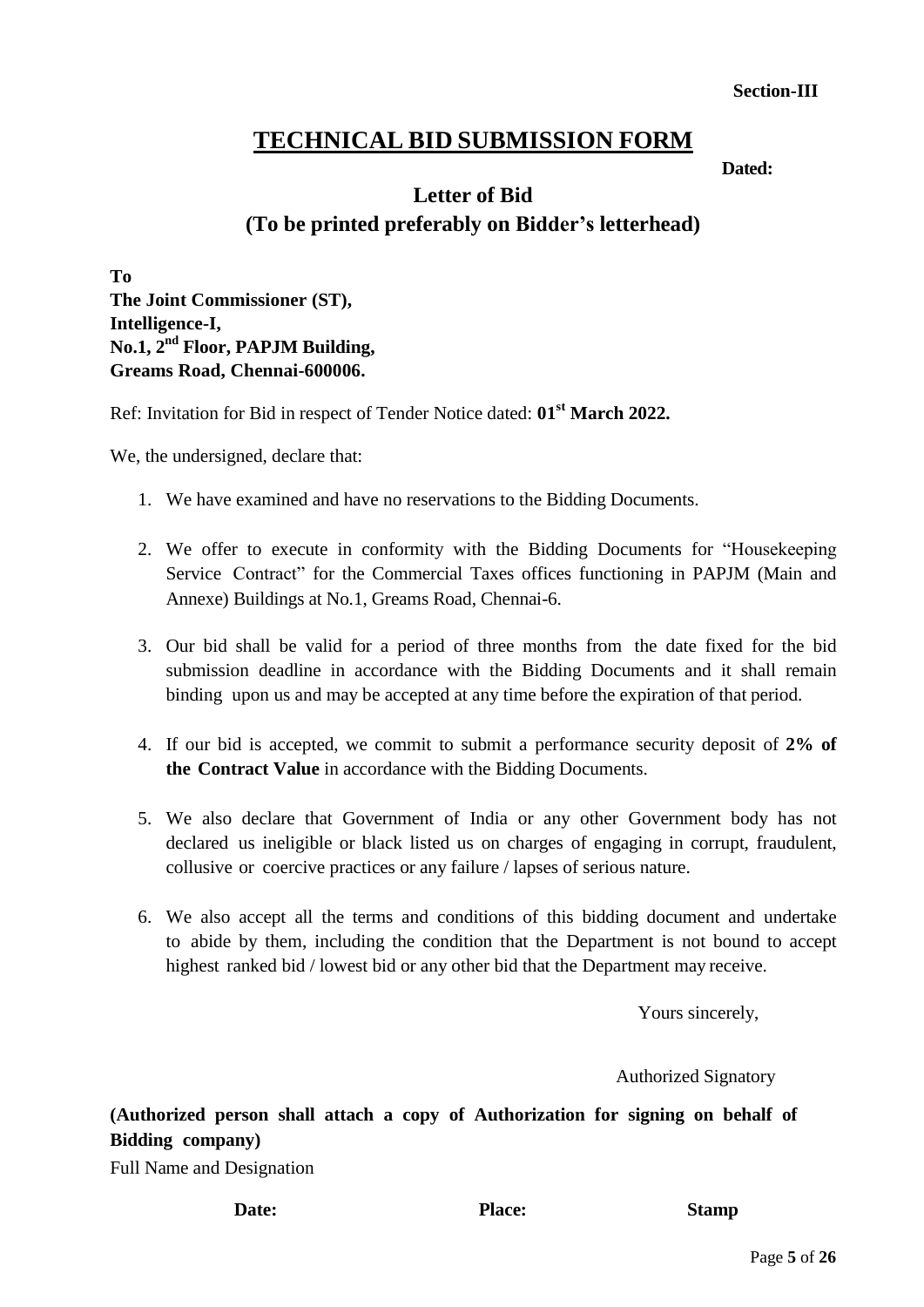**Section-III**

# TECHNICAL BID SUBMISSION FORM

**Dated:**

## Letter of Bid
## (To be printed preferably on Bidder's letterhead)

**To**
**The Joint Commissioner (ST),**
**Intelligence-I,**
**No.1, 2nd Floor, PAPJM Building,**
**Greams Road, Chennai-600006.**

Ref: Invitation for Bid in respect of Tender Notice dated: **01st March 2022.**

We, the undersigned, declare that:

1. We have examined and have no reservations to the Bidding Documents.
2. We offer to execute in conformity with the Bidding Documents for "Housekeeping Service Contract" for the Commercial Taxes offices functioning in PAPJM (Main and Annexe) Buildings at No.1, Greams Road, Chennai-6.
3. Our bid shall be valid for a period of three months from the date fixed for the bid submission deadline in accordance with the Bidding Documents and it shall remain binding upon us and may be accepted at any time before the expiration of that period.
4. If our bid is accepted, we commit to submit a performance security deposit of **2% of the Contract Value** in accordance with the Bidding Documents.
5. We also declare that Government of India or any other Government body has not declared us ineligible or black listed us on charges of engaging in corrupt, fraudulent, collusive or coercive practices or any failure / lapses of serious nature.
6. We also accept all the terms and conditions of this bidding document and undertake to abide by them, including the condition that the Department is not bound to accept highest ranked bid / lowest bid or any other bid that the Department may receive.

Yours sincerely,

Authorized Signatory

**(Authorized person shall attach a copy of Authorization for signing on behalf of Bidding company)**

Full Name and Designation

**Date:** **Place:** **Stamp**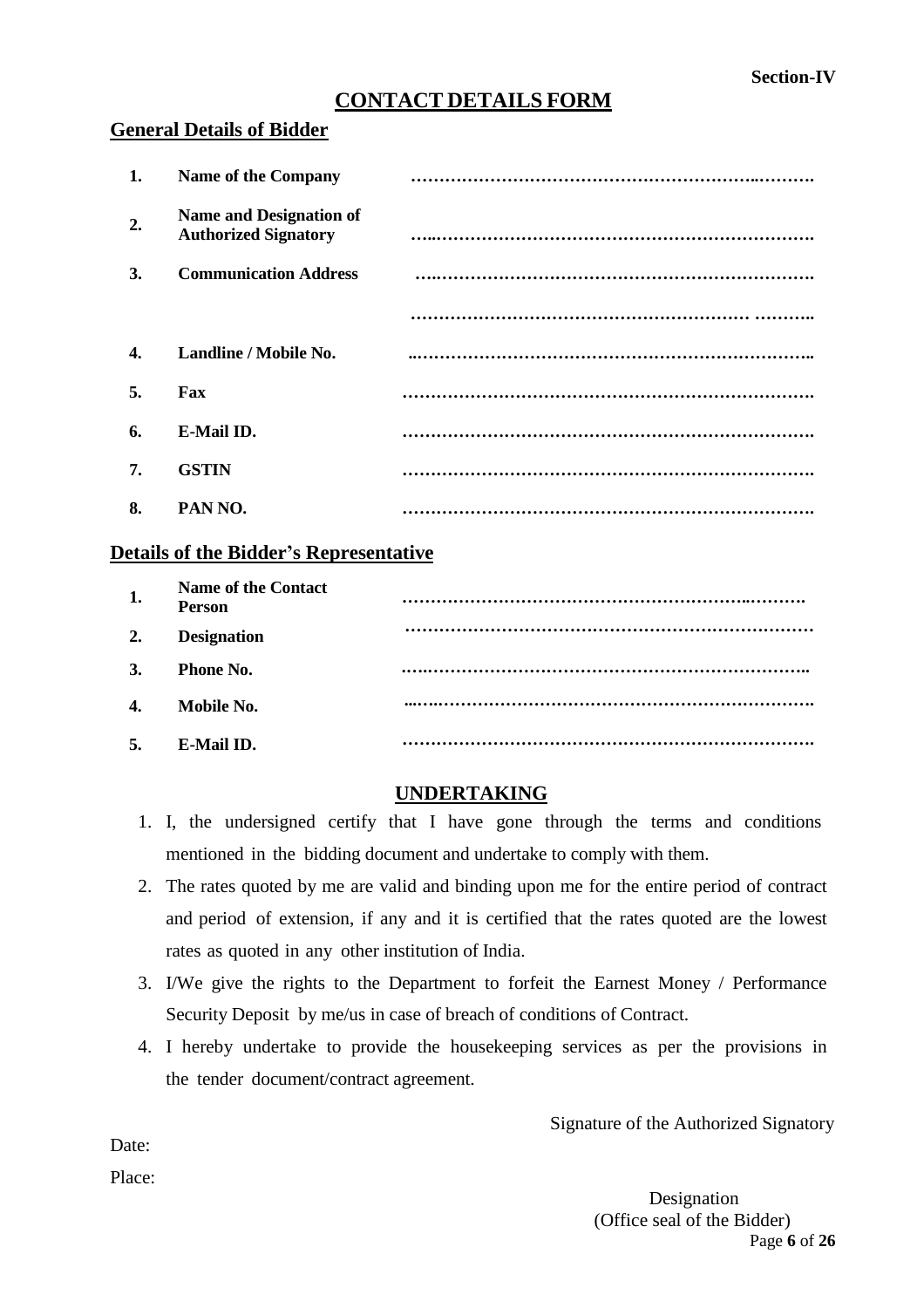**Section-IV**

# CONTACT DETAILS FORM

## General Details of Bidder

| | | |
|---|---|---|
| **1.** | **Name of the Company** | ………………………………………………………..………. |
| **2.** | **Name and Designation of Authorized Signatory** | …..…………………………………………………………. |
| **3.** | **Communication Address** | ….…………………………………………………………. |
| | | ………………………………………………… ……….. |
| **4.** | **Landline / Mobile No.** | ..………………………………………………………….. |
| **5.** | **Fax** | ………………………………………………………………. |
| **6.** | **E-Mail ID.** | ………………………………………………………………. |
| **7.** | **GSTIN** | ………………………………………………………………. |
| **8.** | **PAN NO.** | ………………………………………………………………. |

## Details of the Bidder's Representative

| | | |
|---|---|---|
| **1.** | **Name of the Contact Person** | ………………………………………………………..………. |
| **2.** | **Designation** | ……………………………………………………………… |
| **3.** | **Phone No.** | …..………………………………………………………….. |
| **4.** | **Mobile No.** | ...…..…………………………………………………………. |
| **5.** | **E-Mail ID.** | ………………………………………………………………. |

## UNDERTAKING

1. I, the undersigned certify that I have gone through the terms and conditions mentioned in the bidding document and undertake to comply with them.
2. The rates quoted by me are valid and binding upon me for the entire period of contract and period of extension, if any and it is certified that the rates quoted are the lowest rates as quoted in any other institution of India.
3. I/We give the rights to the Department to forfeit the Earnest Money / Performance Security Deposit by me/us in case of breach of conditions of Contract.
4. I hereby undertake to provide the housekeeping services as per the provisions in the tender document/contract agreement.

Signature of the Authorized Signatory

Date:

Place:

Designation
(Office seal of the Bidder)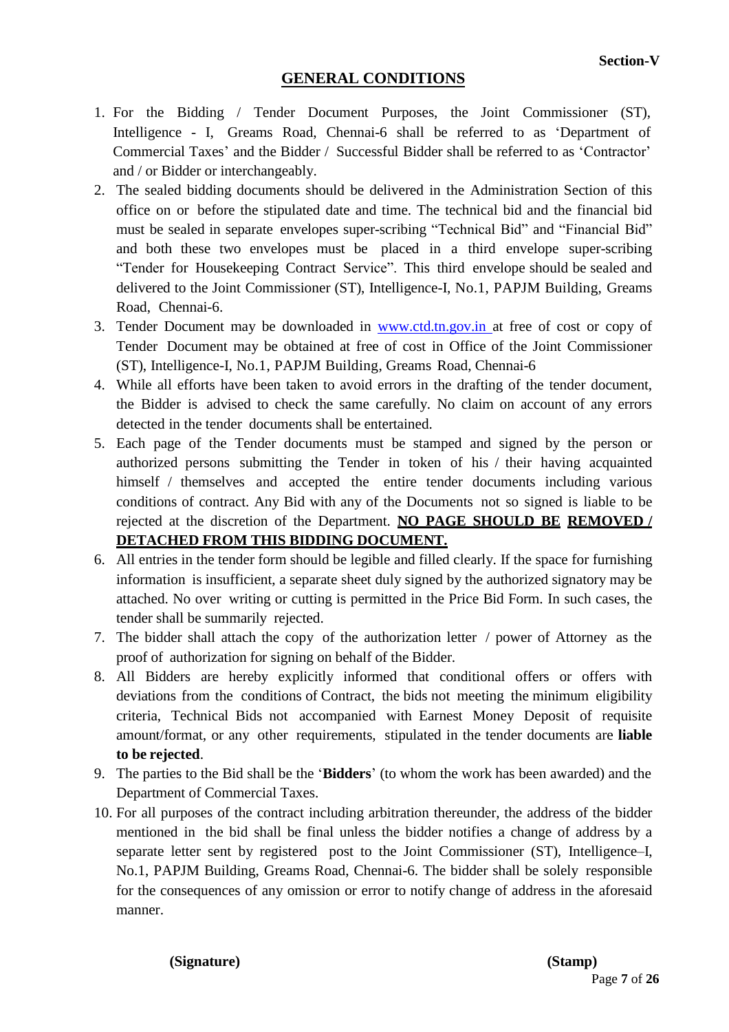Section-V

## GENERAL CONDITIONS

1. For the Bidding / Tender Document Purposes, the Joint Commissioner (ST), Intelligence - I, Greams Road, Chennai-6 shall be referred to as 'Department of Commercial Taxes' and the Bidder / Successful Bidder shall be referred to as 'Contractor' and / or Bidder or interchangeably.
2. The sealed bidding documents should be delivered in the Administration Section of this office on or before the stipulated date and time. The technical bid and the financial bid must be sealed in separate envelopes super-scribing "Technical Bid" and "Financial Bid" and both these two envelopes must be placed in a third envelope super-scribing "Tender for Housekeeping Contract Service". This third envelope should be sealed and delivered to the Joint Commissioner (ST), Intelligence-I, No.1, PAPJM Building, Greams Road, Chennai-6.
3. Tender Document may be downloaded in www.ctd.tn.gov.in at free of cost or copy of Tender Document may be obtained at free of cost in Office of the Joint Commissioner (ST), Intelligence-I, No.1, PAPJM Building, Greams Road, Chennai-6
4. While all efforts have been taken to avoid errors in the drafting of the tender document, the Bidder is advised to check the same carefully. No claim on account of any errors detected in the tender documents shall be entertained.
5. Each page of the Tender documents must be stamped and signed by the person or authorized persons submitting the Tender in token of his / their having acquainted himself / themselves and accepted the entire tender documents including various conditions of contract. Any Bid with any of the Documents not so signed is liable to be rejected at the discretion of the Department. **NO PAGE SHOULD BE REMOVED / DETACHED FROM THIS BIDDING DOCUMENT.**
6. All entries in the tender form should be legible and filled clearly. If the space for furnishing information is insufficient, a separate sheet duly signed by the authorized signatory may be attached. No over writing or cutting is permitted in the Price Bid Form. In such cases, the tender shall be summarily rejected.
7. The bidder shall attach the copy of the authorization letter / power of Attorney as the proof of authorization for signing on behalf of the Bidder.
8. All Bidders are hereby explicitly informed that conditional offers or offers with deviations from the conditions of Contract, the bids not meeting the minimum eligibility criteria, Technical Bids not accompanied with Earnest Money Deposit of requisite amount/format, or any other requirements, stipulated in the tender documents are **liable to be rejected**.
9. The parties to the Bid shall be the '**Bidders**' (to whom the work has been awarded) and the Department of Commercial Taxes.
10. For all purposes of the contract including arbitration thereunder, the address of the bidder mentioned in the bid shall be final unless the bidder notifies a change of address by a separate letter sent by registered post to the Joint Commissioner (ST), Intelligence–I, No.1, PAPJM Building, Greams Road, Chennai-6. The bidder shall be solely responsible for the consequences of any omission or error to notify change of address in the aforesaid manner.

**(Signature)** **(Stamp)**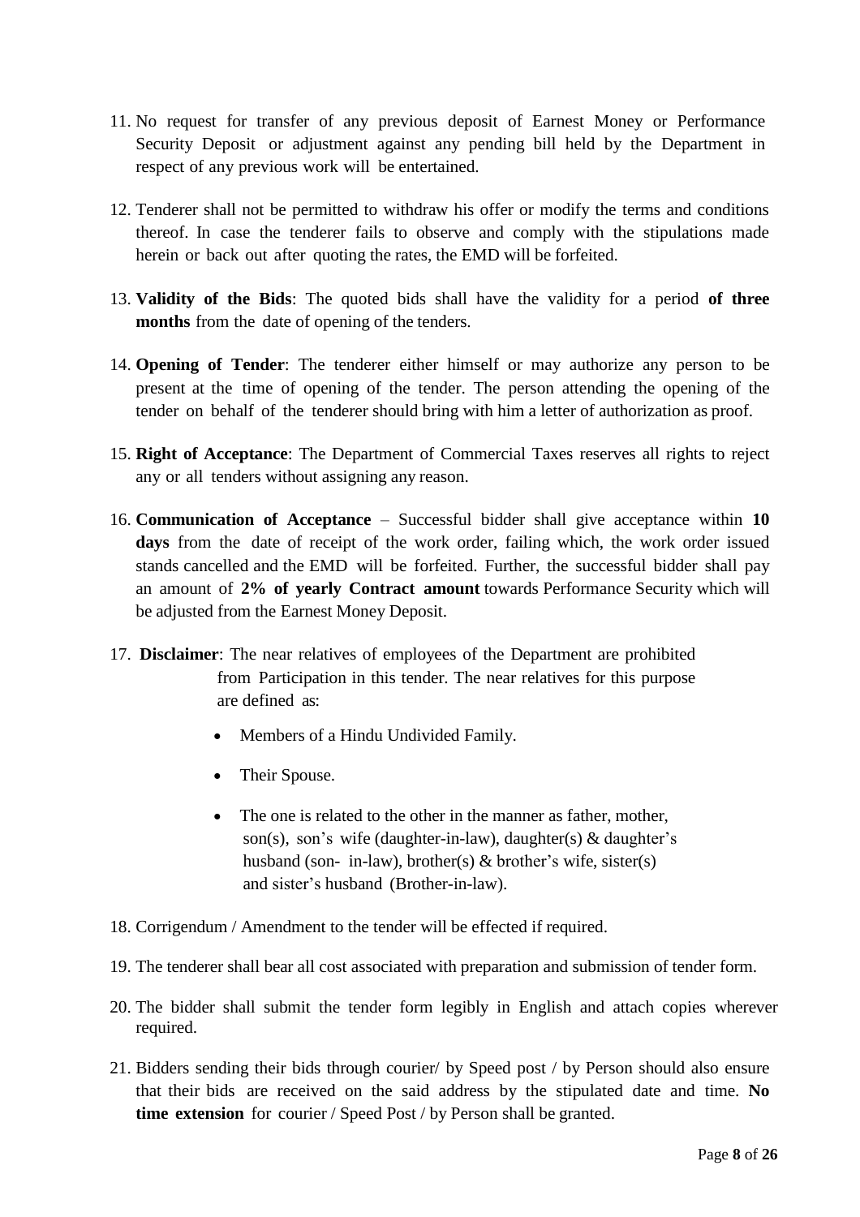11. No request for transfer of any previous deposit of Earnest Money or Performance Security Deposit or adjustment against any pending bill held by the Department in respect of any previous work will be entertained.

12. Tenderer shall not be permitted to withdraw his offer or modify the terms and conditions thereof. In case the tenderer fails to observe and comply with the stipulations made herein or back out after quoting the rates, the EMD will be forfeited.

13. **Validity of the Bids**: The quoted bids shall have the validity for a period **of three months** from the date of opening of the tenders.

14. **Opening of Tender**: The tenderer either himself or may authorize any person to be present at the time of opening of the tender. The person attending the opening of the tender on behalf of the tenderer should bring with him a letter of authorization as proof.

15. **Right of Acceptance**: The Department of Commercial Taxes reserves all rights to reject any or all tenders without assigning any reason.

16. **Communication of Acceptance** – Successful bidder shall give acceptance within **10 days** from the date of receipt of the work order, failing which, the work order issued stands cancelled and the EMD will be forfeited. Further, the successful bidder shall pay an amount of **2% of yearly Contract amount** towards Performance Security which will be adjusted from the Earnest Money Deposit.

17. **Disclaimer**: The near relatives of employees of the Department are prohibited from Participation in this tender. The near relatives for this purpose are defined as:
    - Members of a Hindu Undivided Family.
    - Their Spouse.
    - The one is related to the other in the manner as father, mother, son(s), son's wife (daughter-in-law), daughter(s) & daughter's husband (son- in-law), brother(s) & brother's wife, sister(s) and sister's husband (Brother-in-law).

18. Corrigendum / Amendment to the tender will be effected if required.

19. The tenderer shall bear all cost associated with preparation and submission of tender form.

20. The bidder shall submit the tender form legibly in English and attach copies wherever required.

21. Bidders sending their bids through courier/ by Speed post / by Person should also ensure that their bids are received on the said address by the stipulated date and time. **No time extension** for courier / Speed Post / by Person shall be granted.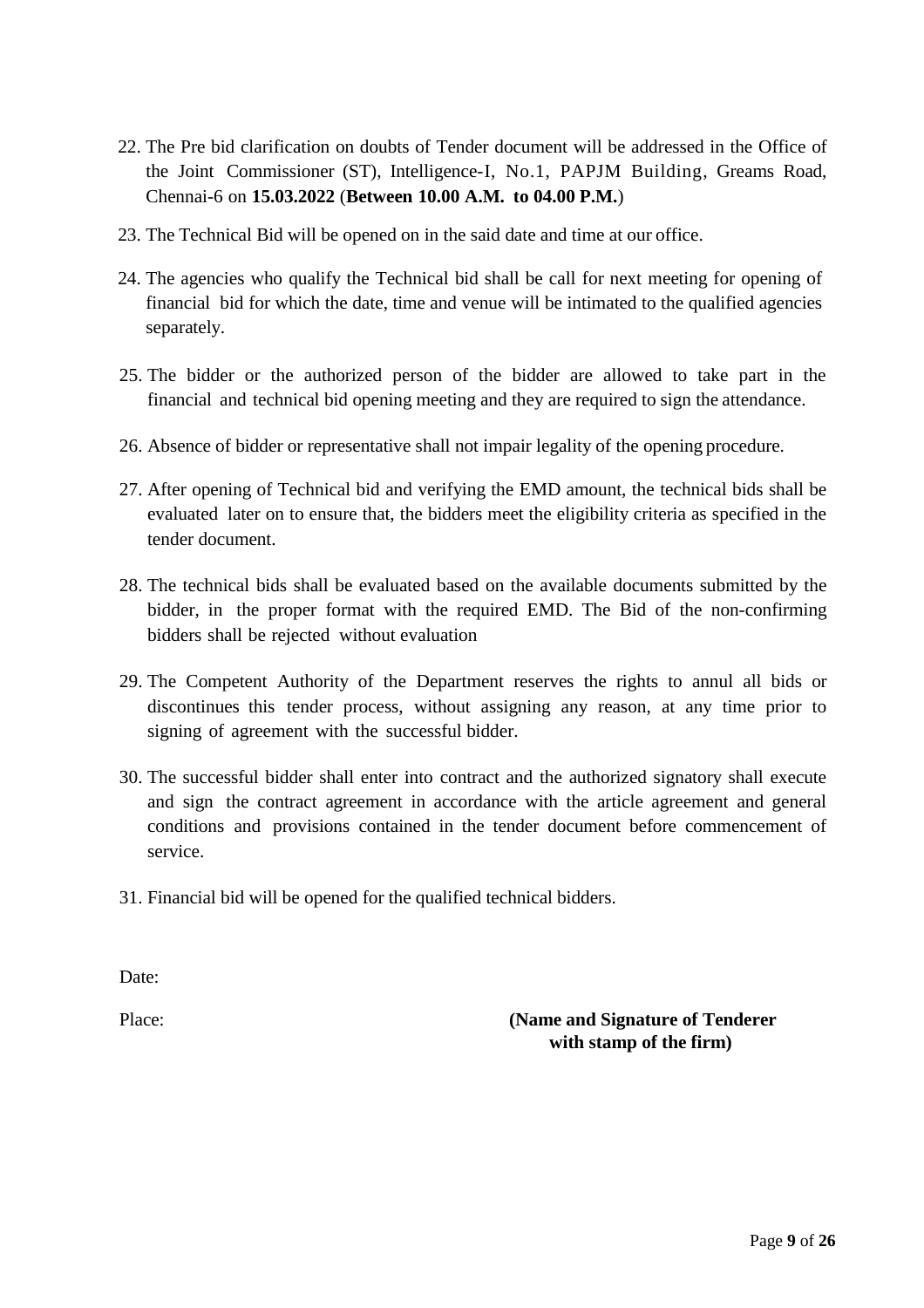22. The Pre bid clarification on doubts of Tender document will be addressed in the Office of the Joint Commissioner (ST), Intelligence-I, No.1, PAPJM Building, Greams Road, Chennai-6 on **15.03.2022** (**Between 10.00 A.M. to 04.00 P.M.**)

23. The Technical Bid will be opened on in the said date and time at our office.

24. The agencies who qualify the Technical bid shall be call for next meeting for opening of financial bid for which the date, time and venue will be intimated to the qualified agencies separately.

25. The bidder or the authorized person of the bidder are allowed to take part in the financial and technical bid opening meeting and they are required to sign the attendance.

26. Absence of bidder or representative shall not impair legality of the opening procedure.

27. After opening of Technical bid and verifying the EMD amount, the technical bids shall be evaluated later on to ensure that, the bidders meet the eligibility criteria as specified in the tender document.

28. The technical bids shall be evaluated based on the available documents submitted by the bidder, in the proper format with the required EMD. The Bid of the non-confirming bidders shall be rejected without evaluation

29. The Competent Authority of the Department reserves the rights to annul all bids or discontinues this tender process, without assigning any reason, at any time prior to signing of agreement with the successful bidder.

30. The successful bidder shall enter into contract and the authorized signatory shall execute and sign the contract agreement in accordance with the article agreement and general conditions and provisions contained in the tender document before commencement of service.

31. Financial bid will be opened for the qualified technical bidders.

Date:

Place:

**(Name and Signature of Tenderer with stamp of the firm)**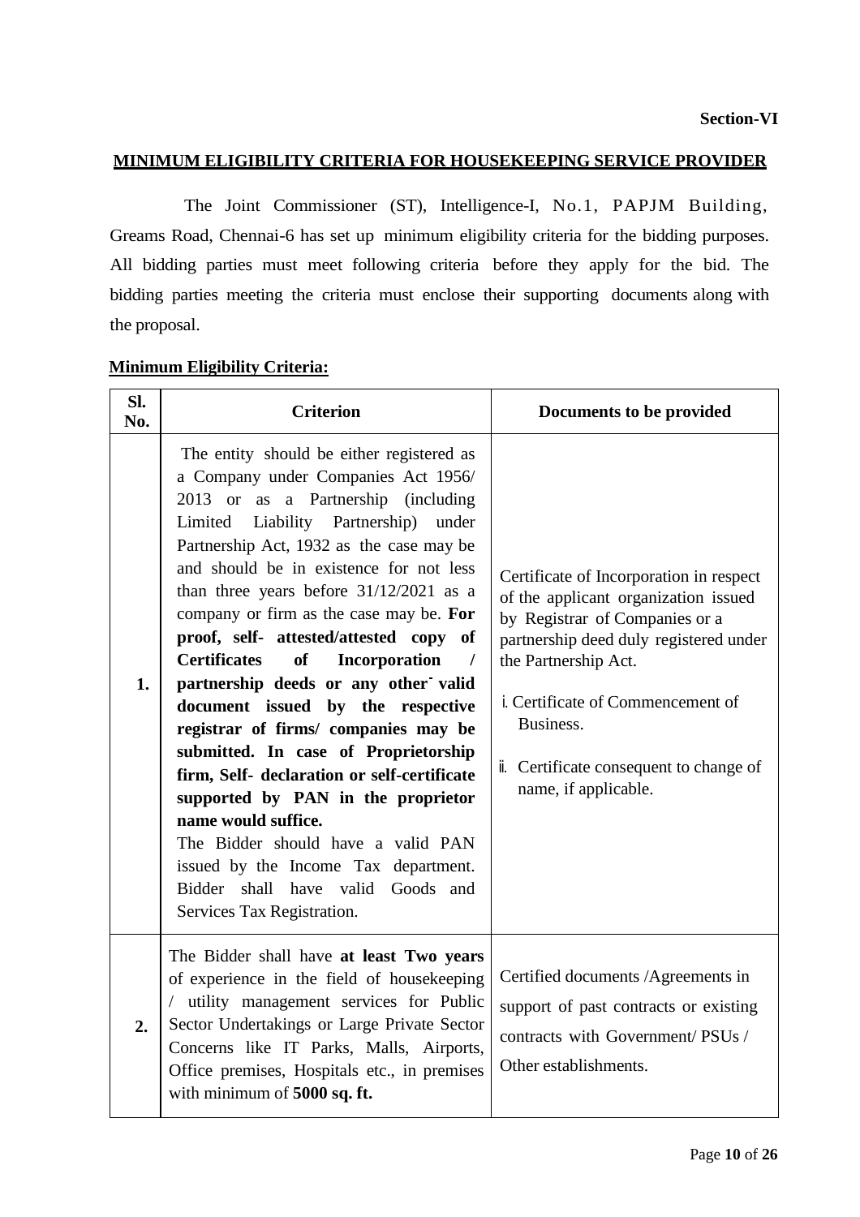**Section-VI**

## MINIMUM ELIGIBILITY CRITERIA FOR HOUSEKEEPING SERVICE PROVIDER

The Joint Commissioner (ST), Intelligence-I, No.1, PAPJM Building, Greams Road, Chennai-6 has set up minimum eligibility criteria for the bidding purposes. All bidding parties must meet following criteria before they apply for the bid. The bidding parties meeting the criteria must enclose their supporting documents along with the proposal.

### Minimum Eligibility Criteria:

| Sl. No. | Criterion | Documents to be provided |
|---|---|---|
| 1. | The entity should be either registered as a Company under Companies Act 1956/ 2013 or as a Partnership (including Limited Liability Partnership) under Partnership Act, 1932 as the case may be and should be in existence for not less than three years before 31/12/2021 as a company or firm as the case may be. **For proof, self- attested/attested copy of Certificates of Incorporation / partnership deeds or any other valid document issued by the respective registrar of firms/ companies may be submitted. In case of Proprietorship firm, Self- declaration or self-certificate supported by PAN in the proprietor name would suffice.** The Bidder should have a valid PAN issued by the Income Tax department. Bidder shall have valid Goods and Services Tax Registration. | Certificate of Incorporation in respect of the applicant organization issued by Registrar of Companies or a partnership deed duly registered under the Partnership Act.<br>i. Certificate of Commencement of Business.<br>ii. Certificate consequent to change of name, if applicable. |
| 2. | The Bidder shall have **at least Two years** of experience in the field of housekeeping / utility management services for Public Sector Undertakings or Large Private Sector Concerns like IT Parks, Malls, Airports, Office premises, Hospitals etc., in premises with minimum of **5000 sq. ft.** | Certified documents /Agreements in support of past contracts or existing contracts with Government/ PSUs / Other establishments. |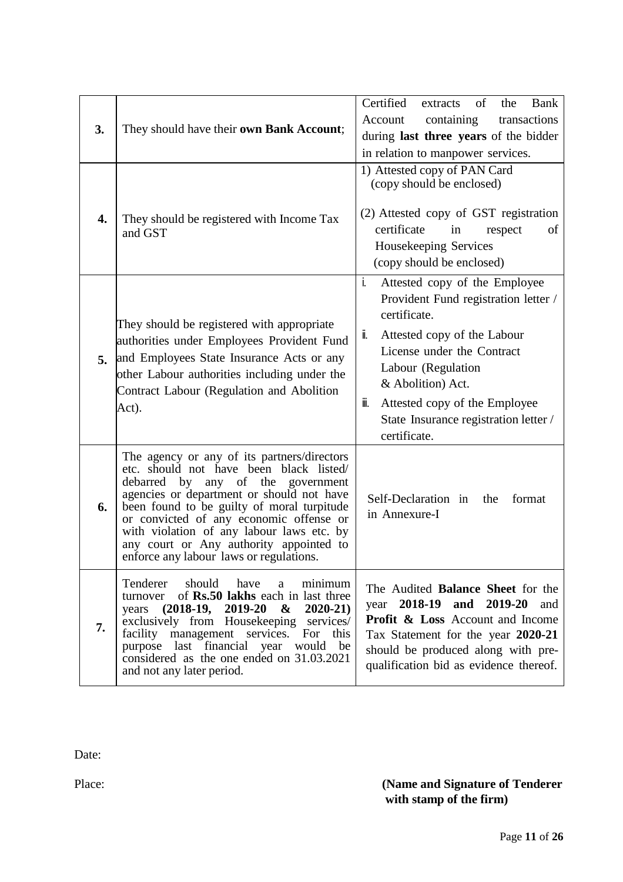| | | |
|---|---|---|
| **3.** | They should have their **own Bank Account**; | Certified extracts of the Bank Account containing transactions during **last three years** of the bidder in relation to manpower services. |
| **4.** | They should be registered with Income Tax and GST | 1) Attested copy of PAN Card (copy should be enclosed)<br><br>(2) Attested copy of GST registration certificate in respect of Housekeeping Services (copy should be enclosed) |
| **5.** | They should be registered with appropriate authorities under Employees Provident Fund and Employees State Insurance Acts or any other Labour authorities including under the Contract Labour (Regulation and Abolition Act). | i. Attested copy of the Employee Provident Fund registration letter / certificate.<br>ii. Attested copy of the Labour License under the Contract Labour (Regulation & Abolition) Act.<br>iii. Attested copy of the Employee State Insurance registration letter / certificate. |
| **6.** | The agency or any of its partners/directors etc. should not have been black listed/ debarred by any of the government agencies or department or should not have been found to be guilty of moral turpitude or convicted of any economic offense or with violation of any labour laws etc. by any court or Any authority appointed to enforce any labour laws or regulations. | Self-Declaration in the format in Annexure-I |
| **7.** | Tenderer should have a minimum turnover of **Rs.50 lakhs** each in last three years **(2018-19, 2019-20 & 2020-21)** exclusively from Housekeeping services/ facility management services. For this purpose last financial year would be considered as the one ended on 31.03.2021 and not any later period. | The Audited **Balance Sheet** for the year **2018-19 and 2019-20** and **Profit & Loss** Account and Income Tax Statement for the year **2020-21** should be produced along with pre-qualification bid as evidence thereof. |

Date:

Place:

**(Name and Signature of Tenderer with stamp of the firm)**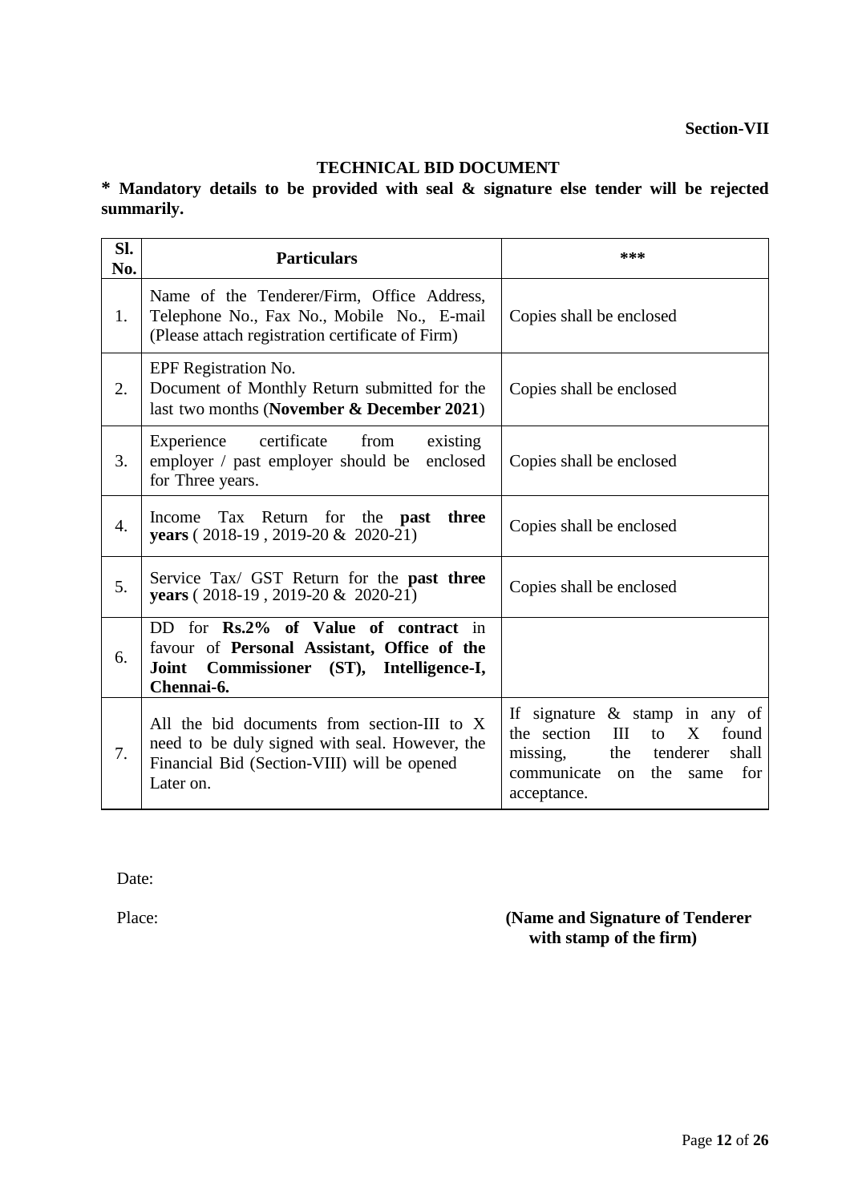**Section-VII**

## TECHNICAL BID DOCUMENT

**\* Mandatory details to be provided with seal & signature else tender will be rejected summarily.**

| Sl. No. | Particulars | *** |
|---|---|---|
| 1. | Name of the Tenderer/Firm, Office Address, Telephone No., Fax No., Mobile No., E-mail (Please attach registration certificate of Firm) | Copies shall be enclosed |
| 2. | EPF Registration No. Document of Monthly Return submitted for the last two months (**November & December 2021**) | Copies shall be enclosed |
| 3. | Experience certificate from existing employer / past employer should be enclosed for Three years. | Copies shall be enclosed |
| 4. | Income Tax Return for the **past three years** ( 2018-19 , 2019-20 & 2020-21) | Copies shall be enclosed |
| 5. | Service Tax/ GST Return for the **past three years** ( 2018-19 , 2019-20 & 2020-21) | Copies shall be enclosed |
| 6. | DD for **Rs.2% of Value of contract** in favour of **Personal Assistant, Office of the Joint Commissioner (ST), Intelligence-I, Chennai-6.** | |
| 7. | All the bid documents from section-III to X need to be duly signed with seal. However, the Financial Bid (Section-VIII) will be opened Later on. | If signature & stamp in any of the section III to X found missing, the tenderer shall communicate on the same for acceptance. |

Date:

Place:

**(Name and Signature of Tenderer with stamp of the firm)**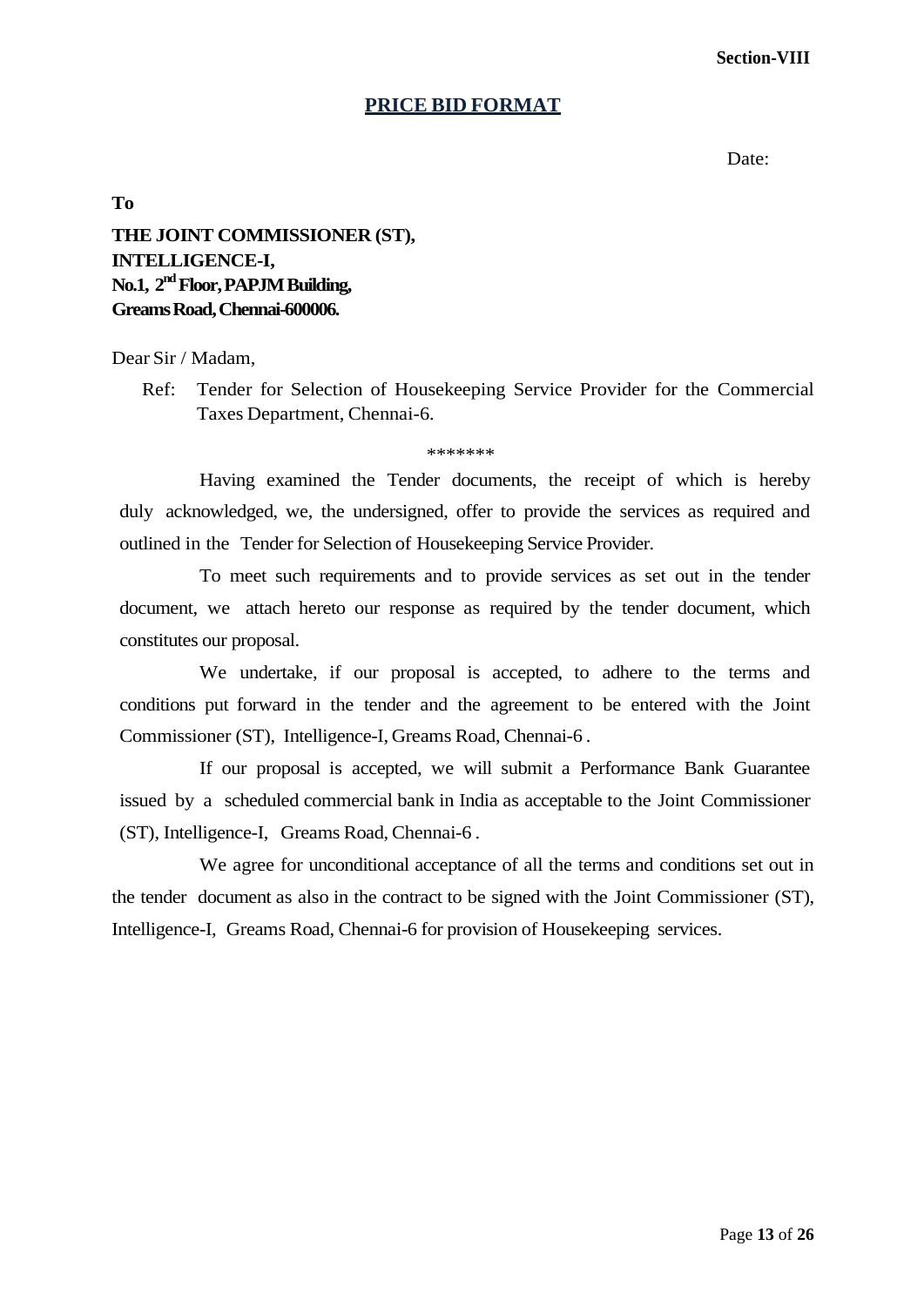**Section-VIII**

## PRICE BID FORMAT

Date:

**To**

**THE JOINT COMMISSIONER (ST),**
**INTELLIGENCE-I,**
**No.1, 2nd Floor, PAPJM Building,**
**Greams Road, Chennai-600006.**

Dear Sir / Madam,

Ref: Tender for Selection of Housekeeping Service Provider for the Commercial Taxes Department, Chennai-6.

\*\*\*\*\*\*\*

Having examined the Tender documents, the receipt of which is hereby duly acknowledged, we, the undersigned, offer to provide the services as required and outlined in the Tender for Selection of Housekeeping Service Provider.

To meet such requirements and to provide services as set out in the tender document, we attach hereto our response as required by the tender document, which constitutes our proposal.

We undertake, if our proposal is accepted, to adhere to the terms and conditions put forward in the tender and the agreement to be entered with the Joint Commissioner (ST), Intelligence-I, Greams Road, Chennai-6 .

If our proposal is accepted, we will submit a Performance Bank Guarantee issued by a scheduled commercial bank in India as acceptable to the Joint Commissioner (ST), Intelligence-I, Greams Road, Chennai-6 .

We agree for unconditional acceptance of all the terms and conditions set out in the tender document as also in the contract to be signed with the Joint Commissioner (ST), Intelligence-I, Greams Road, Chennai-6 for provision of Housekeeping services.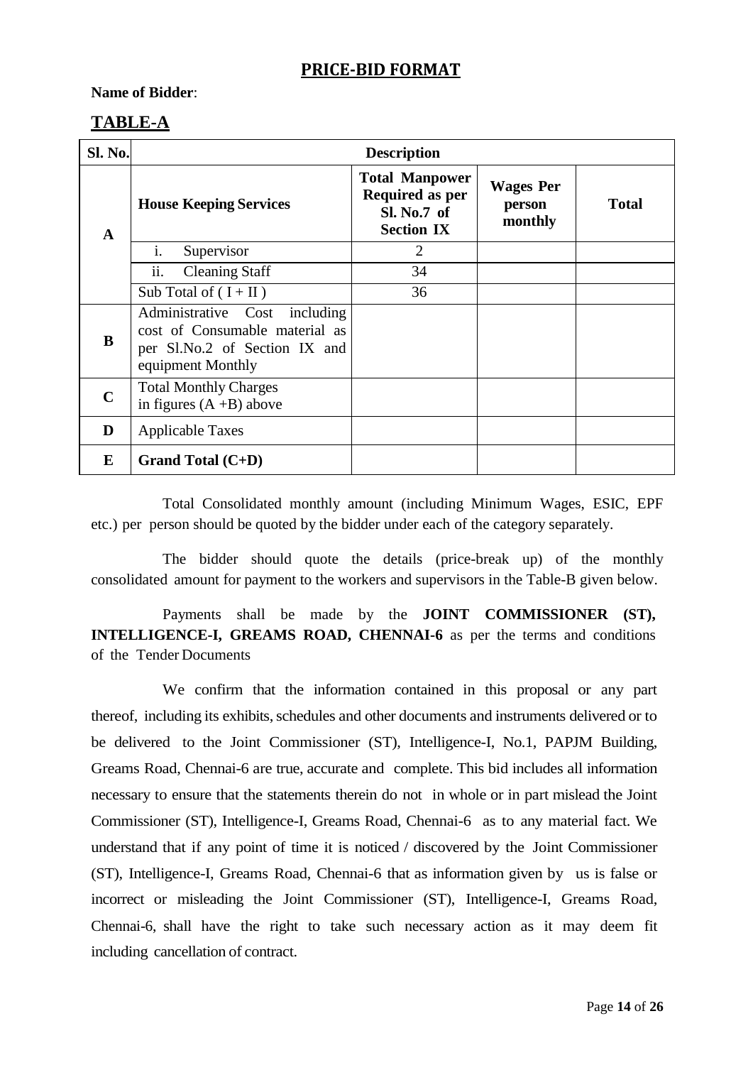## PRICE-BID FORMAT

**Name of Bidder**:

## TABLE-A

| Sl. No. | Description | | | |
|---|---|---|---|---|
| **A** | **House Keeping Services** | **Total Manpower Required as per Sl. No.7 of Section IX** | **Wages Per person monthly** | **Total** |
| | i. Supervisor | 2 | | |
| | ii. Cleaning Staff | 34 | | |
| | Sub Total of ( I + II ) | 36 | | |
| **B** | Administrative Cost including cost of Consumable material as per Sl.No.2 of Section IX and equipment Monthly | | | |
| **C** | Total Monthly Charges in figures (A +B) above | | | |
| **D** | Applicable Taxes | | | |
| **E** | **Grand Total (C+D)** | | | |

Total Consolidated monthly amount (including Minimum Wages, ESIC, EPF etc.) per person should be quoted by the bidder under each of the category separately.

The bidder should quote the details (price-break up) of the monthly consolidated amount for payment to the workers and supervisors in the Table-B given below.

Payments shall be made by the **JOINT COMMISSIONER (ST), INTELLIGENCE-I, GREAMS ROAD, CHENNAI-6** as per the terms and conditions of the Tender Documents

We confirm that the information contained in this proposal or any part thereof, including its exhibits, schedules and other documents and instruments delivered or to be delivered to the Joint Commissioner (ST), Intelligence-I, No.1, PAPJM Building, Greams Road, Chennai-6 are true, accurate and complete. This bid includes all information necessary to ensure that the statements therein do not in whole or in part mislead the Joint Commissioner (ST), Intelligence-I, Greams Road, Chennai-6 as to any material fact. We understand that if any point of time it is noticed / discovered by the Joint Commissioner (ST), Intelligence-I, Greams Road, Chennai-6 that as information given by us is false or incorrect or misleading the Joint Commissioner (ST), Intelligence-I, Greams Road, Chennai-6, shall have the right to take such necessary action as it may deem fit including cancellation of contract.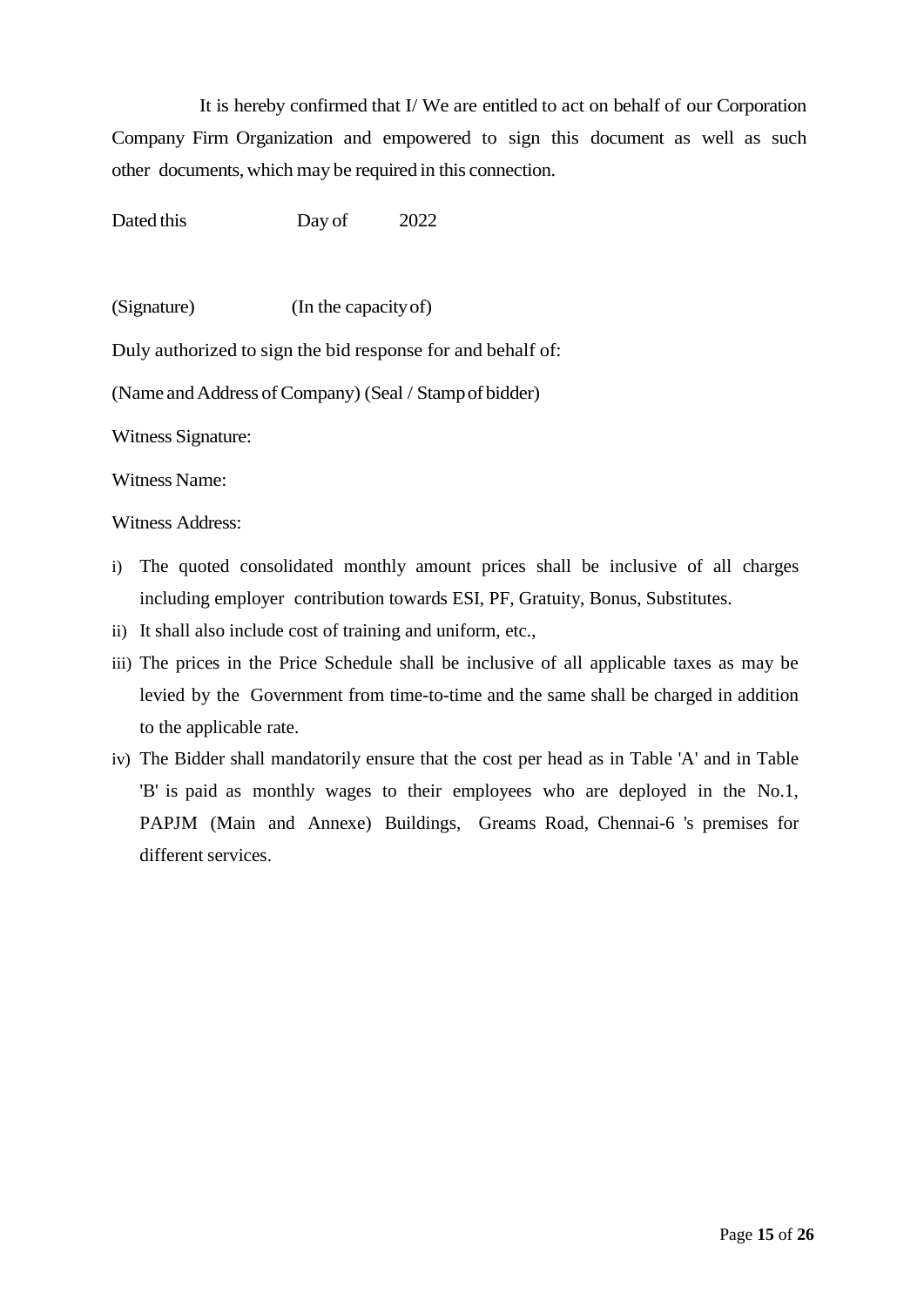It is hereby confirmed that I/ We are entitled to act on behalf of our Corporation Company Firm Organization and empowered to sign this document as well as such other documents, which may be required in this connection.

Dated this Day of 2022

(Signature) (In the capacity of)

Duly authorized to sign the bid response for and behalf of:

(Name and Address of Company) (Seal / Stamp of bidder)

Witness Signature:

Witness Name:

Witness Address:

i) The quoted consolidated monthly amount prices shall be inclusive of all charges including employer contribution towards ESI, PF, Gratuity, Bonus, Substitutes.
ii) It shall also include cost of training and uniform, etc.,
iii) The prices in the Price Schedule shall be inclusive of all applicable taxes as may be levied by the Government from time-to-time and the same shall be charged in addition to the applicable rate.
iv) The Bidder shall mandatorily ensure that the cost per head as in Table 'A' and in Table 'B' is paid as monthly wages to their employees who are deployed in the No.1, PAPJM (Main and Annexe) Buildings, Greams Road, Chennai-6 's premises for different services.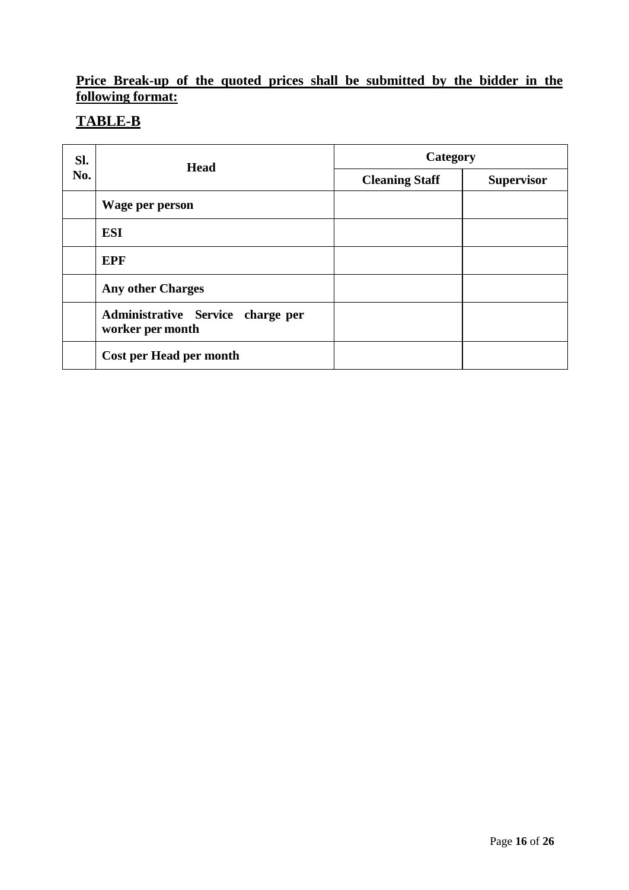**<u>Price Break-up of the quoted prices shall be submitted by the bidder in the following format:</u>**

## <u>TABLE-B</u>

| Sl. No. | Head | Category | |
|---|---|---|---|
| | | **Cleaning Staff** | **Supervisor** |
| | **Wage per person** | | |
| | **ESI** | | |
| | **EPF** | | |
| | **Any other Charges** | | |
| | **Administrative Service charge per worker per month** | | |
| | **Cost per Head per month** | | |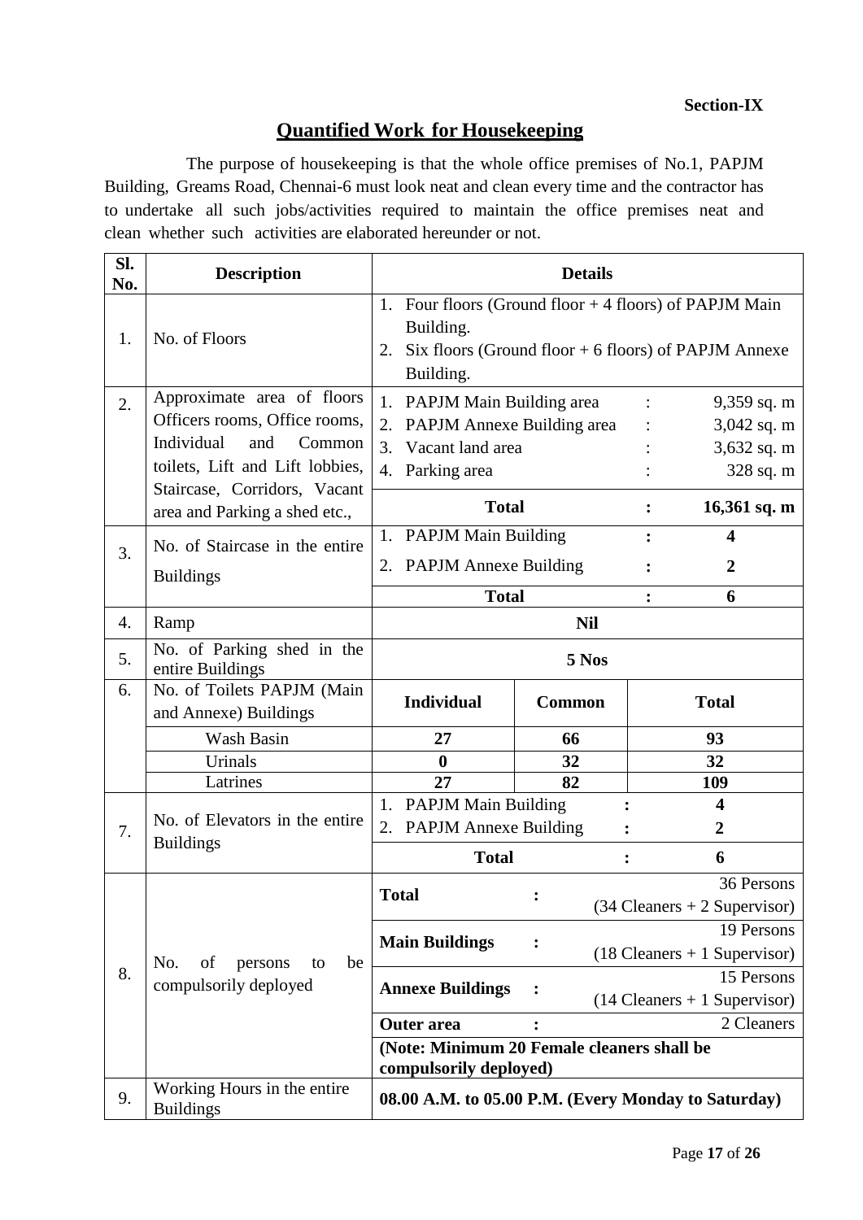**Section-IX**

## Quantified Work for Housekeeping

The purpose of housekeeping is that the whole office premises of No.1, PAPJM Building, Greams Road, Chennai-6 must look neat and clean every time and the contractor has to undertake all such jobs/activities required to maintain the office premises neat and clean whether such activities are elaborated hereunder or not.

| Sl. No. | Description | Details | | |
|---|---|---|---|---|
| 1. | No. of Floors | 1. Four floors (Ground floor + 4 floors) of PAPJM Main Building.<br>2. Six floors (Ground floor + 6 floors) of PAPJM Annexe Building. | | |
| 2. | Approximate area of floors Officers rooms, Office rooms, Individual and Common toilets, Lift and Lift lobbies, Staircase, Corridors, Vacant area and Parking a shed etc., | 1. PAPJM Main Building area<br>2. PAPJM Annexe Building area<br>3. Vacant land area<br>4. Parking area | : | 9,359 sq. m<br>3,042 sq. m<br>3,632 sq. m<br>328 sq. m |
| | | **Total** | **:** | **16,361 sq. m** |
| 3. | No. of Staircase in the entire Buildings | 1. PAPJM Main Building<br>2. PAPJM Annexe Building | **:** | **4**<br>**2** |
| | | **Total** | **:** | **6** |
| 4. | Ramp | **Nil** | | |
| 5. | No. of Parking shed in the entire Buildings | **5 Nos** | | |
| 6. | No. of Toilets PAPJM (Main and Annexe) Buildings | **Individual** | **Common** | **Total** |
| | Wash Basin | **27** | **66** | **93** |
| | Urinals | **0** | **32** | **32** |
| | Latrines | **27** | **82** | **109** |
| 7. | No. of Elevators in the entire Buildings | 1. PAPJM Main Building<br>2. PAPJM Annexe Building | **:** | **4**<br>**2** |
| | | **Total** | **:** | **6** |
| 8. | No. of persons to be compulsorily deployed | **Total** | **:** | 36 Persons (34 Cleaners + 2 Supervisor) |
| | | **Main Buildings** | **:** | 19 Persons (18 Cleaners + 1 Supervisor) |
| | | **Annexe Buildings** | **:** | 15 Persons (14 Cleaners + 1 Supervisor) |
| | | **Outer area** | **:** | 2 Cleaners |
| | | **(Note: Minimum 20 Female cleaners shall be compulsorily deployed)** | | |
| 9. | Working Hours in the entire Buildings | **08.00 A.M. to 05.00 P.M. (Every Monday to Saturday)** | | |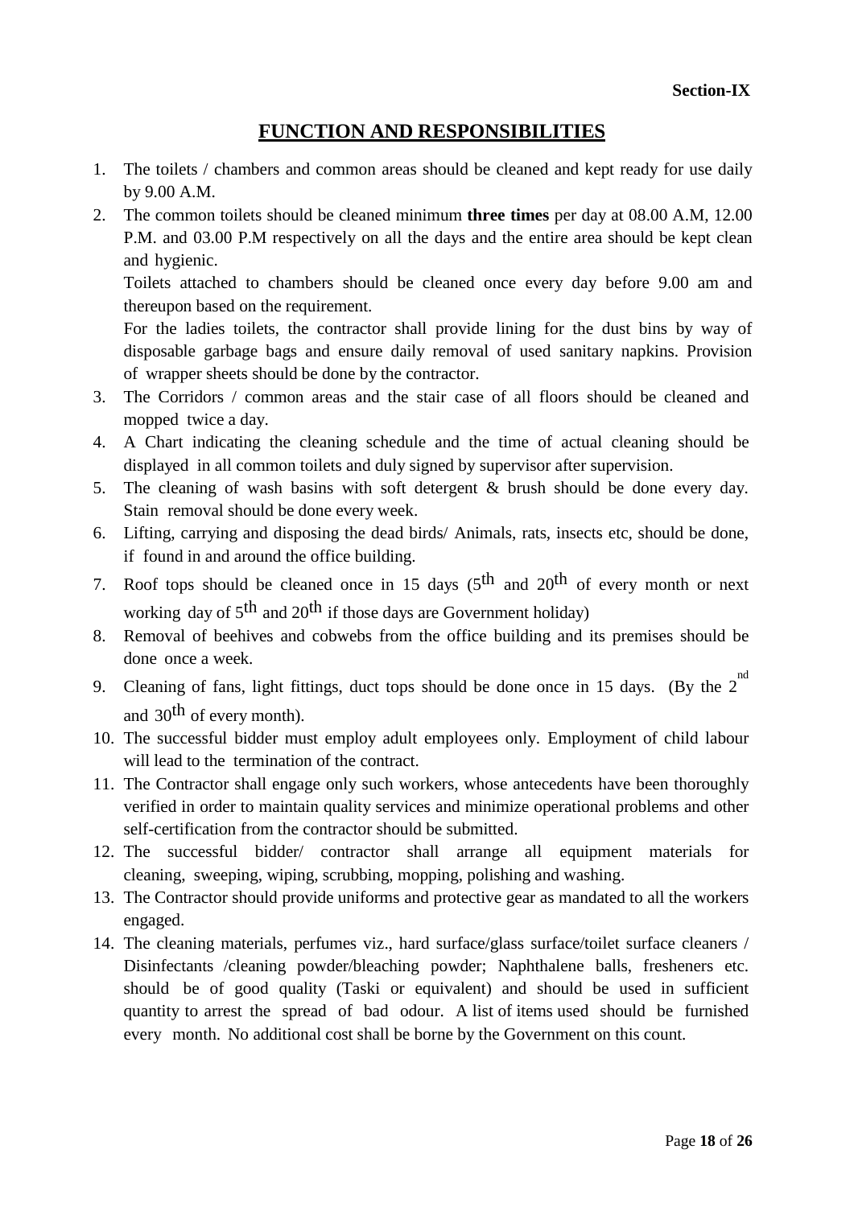**Section-IX**

# FUNCTION AND RESPONSIBILITIES

1. The toilets / chambers and common areas should be cleaned and kept ready for use daily by 9.00 A.M.
2. The common toilets should be cleaned minimum **three times** per day at 08.00 A.M, 12.00 P.M. and 03.00 P.M respectively on all the days and the entire area should be kept clean and hygienic.

   Toilets attached to chambers should be cleaned once every day before 9.00 am and thereupon based on the requirement.

   For the ladies toilets, the contractor shall provide lining for the dust bins by way of disposable garbage bags and ensure daily removal of used sanitary napkins. Provision of wrapper sheets should be done by the contractor.
3. The Corridors / common areas and the stair case of all floors should be cleaned and mopped twice a day.
4. A Chart indicating the cleaning schedule and the time of actual cleaning should be displayed in all common toilets and duly signed by supervisor after supervision.
5. The cleaning of wash basins with soft detergent & brush should be done every day. Stain removal should be done every week.
6. Lifting, carrying and disposing the dead birds/ Animals, rats, insects etc, should be done, if found in and around the office building.
7. Roof tops should be cleaned once in 15 days (5th and 20th of every month or next working day of 5th and 20th if those days are Government holiday)
8. Removal of beehives and cobwebs from the office building and its premises should be done once a week.
9. Cleaning of fans, light fittings, duct tops should be done once in 15 days. (By the 2nd and 30th of every month).
10. The successful bidder must employ adult employees only. Employment of child labour will lead to the termination of the contract.
11. The Contractor shall engage only such workers, whose antecedents have been thoroughly verified in order to maintain quality services and minimize operational problems and other self-certification from the contractor should be submitted.
12. The successful bidder/ contractor shall arrange all equipment materials for cleaning, sweeping, wiping, scrubbing, mopping, polishing and washing.
13. The Contractor should provide uniforms and protective gear as mandated to all the workers engaged.
14. The cleaning materials, perfumes viz., hard surface/glass surface/toilet surface cleaners / Disinfectants /cleaning powder/bleaching powder; Naphthalene balls, fresheners etc. should be of good quality (Taski or equivalent) and should be used in sufficient quantity to arrest the spread of bad odour. A list of items used should be furnished every month. No additional cost shall be borne by the Government on this count.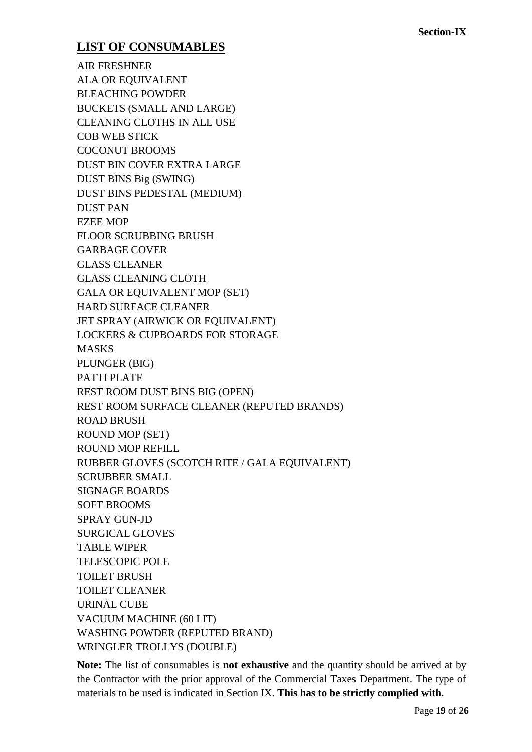Section-IX

## LIST OF CONSUMABLES

AIR FRESHNER
ALA OR EQUIVALENT
BLEACHING POWDER
BUCKETS (SMALL AND LARGE)
CLEANING CLOTHS IN ALL USE
COB WEB STICK
COCONUT BROOMS
DUST BIN COVER EXTRA LARGE
DUST BINS Big (SWING)
DUST BINS PEDESTAL (MEDIUM)
DUST PAN
EZEE MOP
FLOOR SCRUBBING BRUSH
GARBAGE COVER
GLASS CLEANER
GLASS CLEANING CLOTH
GALA OR EQUIVALENT MOP (SET)
HARD SURFACE CLEANER
JET SPRAY (AIRWICK OR EQUIVALENT)
LOCKERS & CUPBOARDS FOR STORAGE
MASKS
PLUNGER (BIG)
PATTI PLATE
REST ROOM DUST BINS BIG (OPEN)
REST ROOM SURFACE CLEANER (REPUTED BRANDS)
ROAD BRUSH
ROUND MOP (SET)
ROUND MOP REFILL
RUBBER GLOVES (SCOTCH RITE / GALA EQUIVALENT)
SCRUBBER SMALL
SIGNAGE BOARDS
SOFT BROOMS
SPRAY GUN-JD
SURGICAL GLOVES
TABLE WIPER
TELESCOPIC POLE
TOILET BRUSH
TOILET CLEANER
URINAL CUBE
VACUUM MACHINE (60 LIT)
WASHING POWDER (REPUTED BRAND)
WRINGLER TROLLYS (DOUBLE)

**Note:** The list of consumables is **not exhaustive** and the quantity should be arrived at by the Contractor with the prior approval of the Commercial Taxes Department. The type of materials to be used is indicated in Section IX. **This has to be strictly complied with.**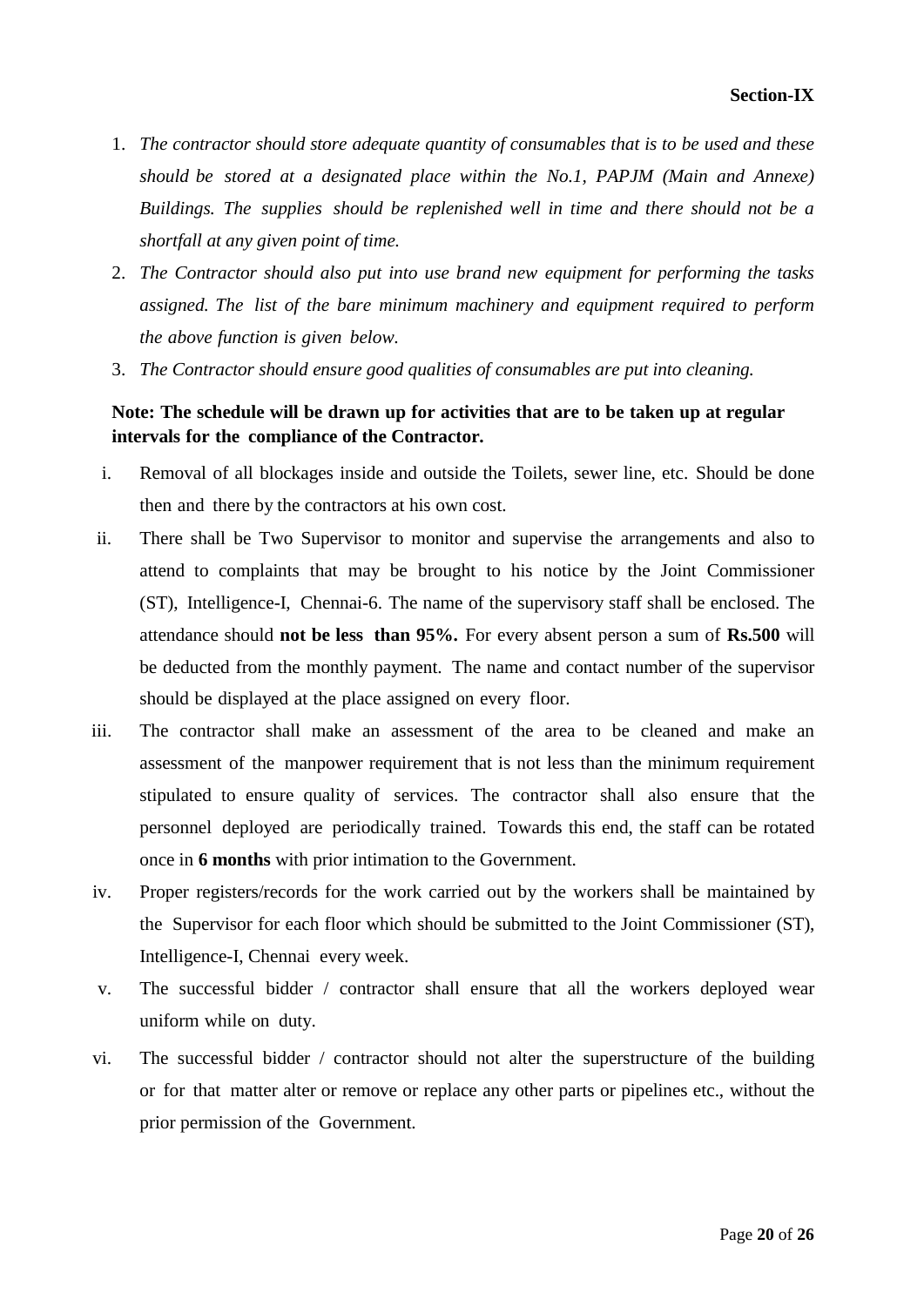**Section-IX**

1. *The contractor should store adequate quantity of consumables that is to be used and these should be stored at a designated place within the No.1, PAPJM (Main and Annexe) Buildings. The supplies should be replenished well in time and there should not be a shortfall at any given point of time.*
2. *The Contractor should also put into use brand new equipment for performing the tasks assigned. The list of the bare minimum machinery and equipment required to perform the above function is given below.*
3. *The Contractor should ensure good qualities of consumables are put into cleaning.*

**Note: The schedule will be drawn up for activities that are to be taken up at regular intervals for the compliance of the Contractor.**

i. Removal of all blockages inside and outside the Toilets, sewer line, etc. Should be done then and there by the contractors at his own cost.

ii. There shall be Two Supervisor to monitor and supervise the arrangements and also to attend to complaints that may be brought to his notice by the Joint Commissioner (ST), Intelligence-I, Chennai-6. The name of the supervisory staff shall be enclosed. The attendance should **not be less than 95%.** For every absent person a sum of **Rs.500** will be deducted from the monthly payment. The name and contact number of the supervisor should be displayed at the place assigned on every floor.

iii. The contractor shall make an assessment of the area to be cleaned and make an assessment of the manpower requirement that is not less than the minimum requirement stipulated to ensure quality of services. The contractor shall also ensure that the personnel deployed are periodically trained. Towards this end, the staff can be rotated once in **6 months** with prior intimation to the Government.

iv. Proper registers/records for the work carried out by the workers shall be maintained by the Supervisor for each floor which should be submitted to the Joint Commissioner (ST), Intelligence-I, Chennai every week.

v. The successful bidder / contractor shall ensure that all the workers deployed wear uniform while on duty.

vi. The successful bidder / contractor should not alter the superstructure of the building or for that matter alter or remove or replace any other parts or pipelines etc., without the prior permission of the Government.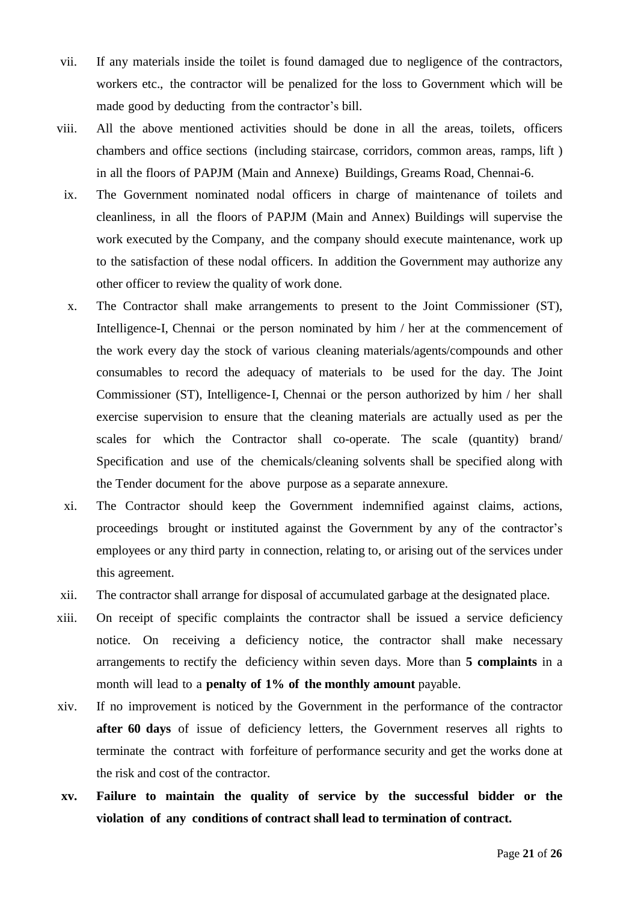vii. If any materials inside the toilet is found damaged due to negligence of the contractors, workers etc., the contractor will be penalized for the loss to Government which will be made good by deducting from the contractor's bill.

viii. All the above mentioned activities should be done in all the areas, toilets, officers chambers and office sections (including staircase, corridors, common areas, ramps, lift ) in all the floors of PAPJM (Main and Annexe) Buildings, Greams Road, Chennai-6.

ix. The Government nominated nodal officers in charge of maintenance of toilets and cleanliness, in all the floors of PAPJM (Main and Annex) Buildings will supervise the work executed by the Company, and the company should execute maintenance, work up to the satisfaction of these nodal officers. In addition the Government may authorize any other officer to review the quality of work done.

x. The Contractor shall make arrangements to present to the Joint Commissioner (ST), Intelligence-I, Chennai or the person nominated by him / her at the commencement of the work every day the stock of various cleaning materials/agents/compounds and other consumables to record the adequacy of materials to be used for the day. The Joint Commissioner (ST), Intelligence-I, Chennai or the person authorized by him / her shall exercise supervision to ensure that the cleaning materials are actually used as per the scales for which the Contractor shall co-operate. The scale (quantity) brand/ Specification and use of the chemicals/cleaning solvents shall be specified along with the Tender document for the above purpose as a separate annexure.

xi. The Contractor should keep the Government indemnified against claims, actions, proceedings brought or instituted against the Government by any of the contractor's employees or any third party in connection, relating to, or arising out of the services under this agreement.

xii. The contractor shall arrange for disposal of accumulated garbage at the designated place.

xiii. On receipt of specific complaints the contractor shall be issued a service deficiency notice. On receiving a deficiency notice, the contractor shall make necessary arrangements to rectify the deficiency within seven days. More than **5 complaints** in a month will lead to a **penalty of 1% of the monthly amount** payable.

xiv. If no improvement is noticed by the Government in the performance of the contractor **after 60 days** of issue of deficiency letters, the Government reserves all rights to terminate the contract with forfeiture of performance security and get the works done at the risk and cost of the contractor.

**xv. Failure to maintain the quality of service by the successful bidder or the violation of any conditions of contract shall lead to termination of contract.**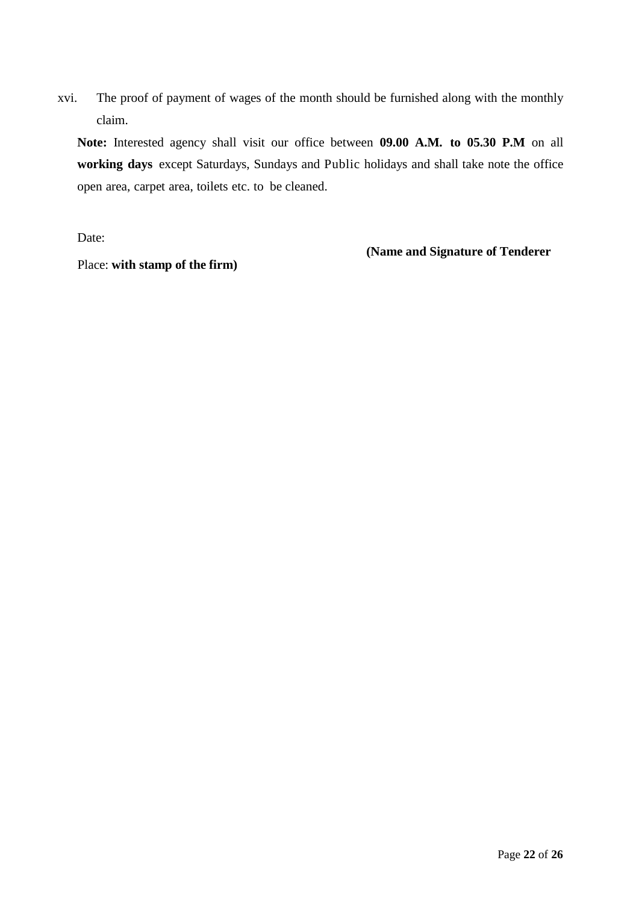xvi. The proof of payment of wages of the month should be furnished along with the monthly claim.

**Note:** Interested agency shall visit our office between **09.00 A.M. to 05.30 P.M** on all **working days** except Saturdays, Sundays and Public holidays and shall take note the office open area, carpet area, toilets etc. to be cleaned.

Date:

**(Name and Signature of Tenderer**

Place: **with stamp of the firm)**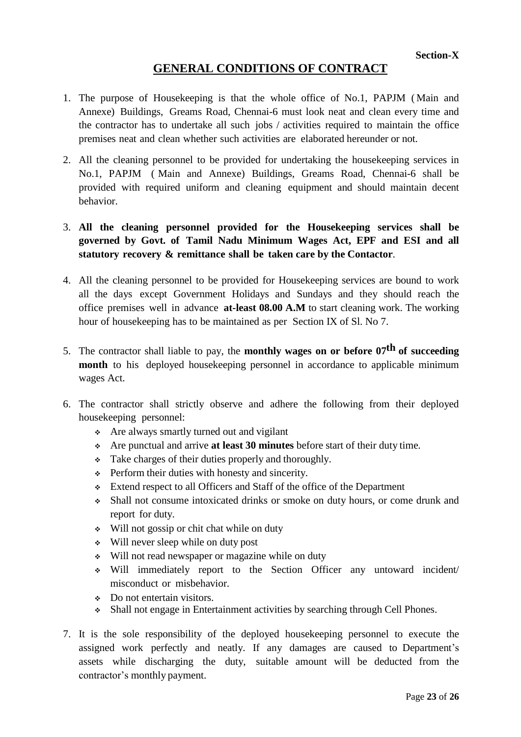**Section-X**

# GENERAL CONDITIONS OF CONTRACT

1. The purpose of Housekeeping is that the whole office of No.1, PAPJM ( Main and Annexe) Buildings, Greams Road, Chennai-6 must look neat and clean every time and the contractor has to undertake all such jobs / activities required to maintain the office premises neat and clean whether such activities are elaborated hereunder or not.

2. All the cleaning personnel to be provided for undertaking the housekeeping services in No.1, PAPJM ( Main and Annexe) Buildings, Greams Road, Chennai-6 shall be provided with required uniform and cleaning equipment and should maintain decent behavior.

3. **All the cleaning personnel provided for the Housekeeping services shall be governed by Govt. of Tamil Nadu Minimum Wages Act, EPF and ESI and all statutory recovery & remittance shall be taken care by the Contactor**.

4. All the cleaning personnel to be provided for Housekeeping services are bound to work all the days except Government Holidays and Sundays and they should reach the office premises well in advance **at-least 08.00 A.M** to start cleaning work. The working hour of housekeeping has to be maintained as per Section IX of Sl. No 7.

5. The contractor shall liable to pay, the **monthly wages on or before 07th of succeeding month** to his deployed housekeeping personnel in accordance to applicable minimum wages Act.

6. The contractor shall strictly observe and adhere the following from their deployed housekeeping personnel:
   - Are always smartly turned out and vigilant
   - Are punctual and arrive **at least 30 minutes** before start of their duty time.
   - Take charges of their duties properly and thoroughly.
   - Perform their duties with honesty and sincerity.
   - Extend respect to all Officers and Staff of the office of the Department
   - Shall not consume intoxicated drinks or smoke on duty hours, or come drunk and report for duty.
   - Will not gossip or chit chat while on duty
   - Will never sleep while on duty post
   - Will not read newspaper or magazine while on duty
   - Will immediately report to the Section Officer any untoward incident/ misconduct or misbehavior.
   - Do not entertain visitors.
   - Shall not engage in Entertainment activities by searching through Cell Phones.

7. It is the sole responsibility of the deployed housekeeping personnel to execute the assigned work perfectly and neatly. If any damages are caused to Department's assets while discharging the duty, suitable amount will be deducted from the contractor's monthly payment.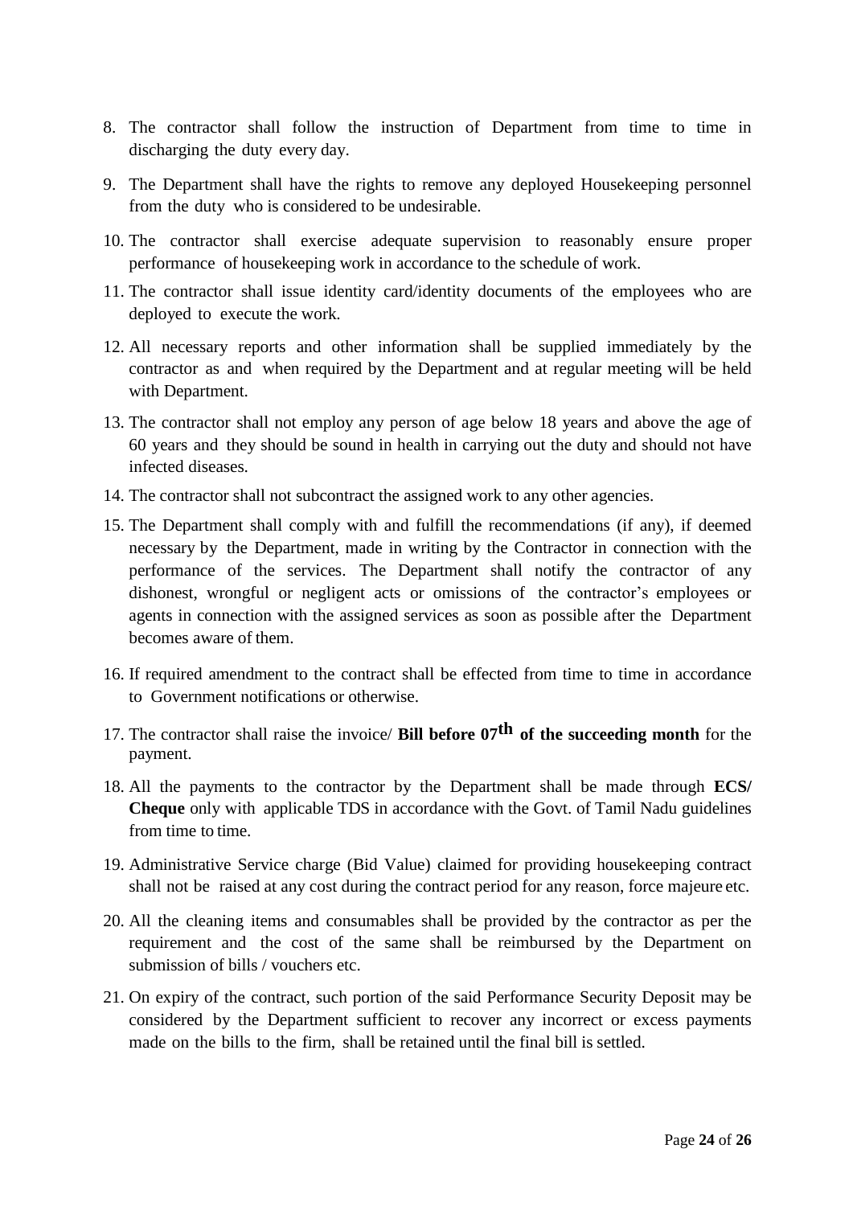8. The contractor shall follow the instruction of Department from time to time in discharging the duty every day.

9. The Department shall have the rights to remove any deployed Housekeeping personnel from the duty who is considered to be undesirable.

10. The contractor shall exercise adequate supervision to reasonably ensure proper performance of housekeeping work in accordance to the schedule of work.

11. The contractor shall issue identity card/identity documents of the employees who are deployed to execute the work.

12. All necessary reports and other information shall be supplied immediately by the contractor as and when required by the Department and at regular meeting will be held with Department.

13. The contractor shall not employ any person of age below 18 years and above the age of 60 years and they should be sound in health in carrying out the duty and should not have infected diseases.

14. The contractor shall not subcontract the assigned work to any other agencies.

15. The Department shall comply with and fulfill the recommendations (if any), if deemed necessary by the Department, made in writing by the Contractor in connection with the performance of the services. The Department shall notify the contractor of any dishonest, wrongful or negligent acts or omissions of the contractor's employees or agents in connection with the assigned services as soon as possible after the Department becomes aware of them.

16. If required amendment to the contract shall be effected from time to time in accordance to Government notifications or otherwise.

17. The contractor shall raise the invoice/ **Bill before 07th of the succeeding month** for the payment.

18. All the payments to the contractor by the Department shall be made through **ECS/ Cheque** only with applicable TDS in accordance with the Govt. of Tamil Nadu guidelines from time to time.

19. Administrative Service charge (Bid Value) claimed for providing housekeeping contract shall not be raised at any cost during the contract period for any reason, force majeure etc.

20. All the cleaning items and consumables shall be provided by the contractor as per the requirement and the cost of the same shall be reimbursed by the Department on submission of bills / vouchers etc.

21. On expiry of the contract, such portion of the said Performance Security Deposit may be considered by the Department sufficient to recover any incorrect or excess payments made on the bills to the firm, shall be retained until the final bill is settled.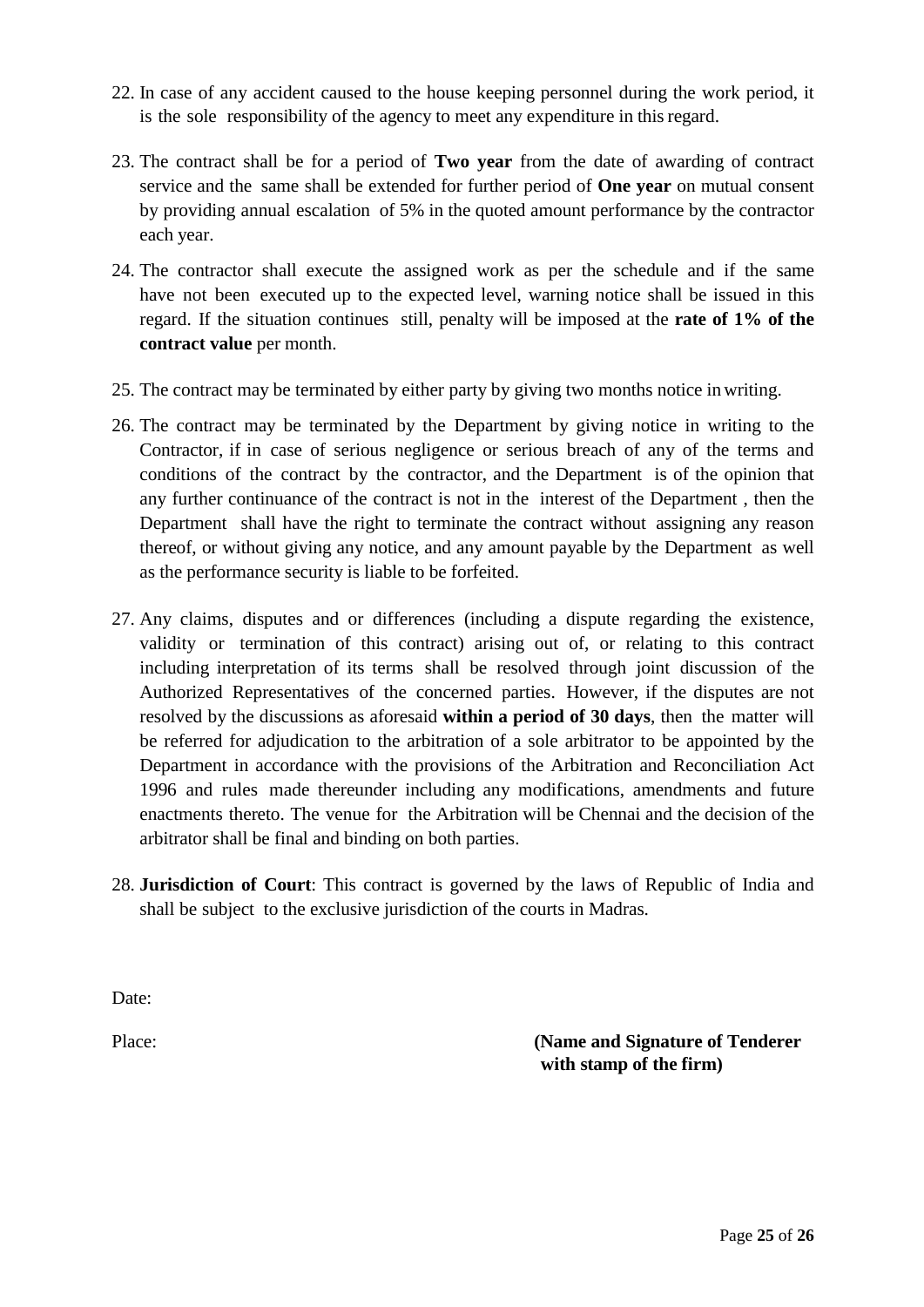22. In case of any accident caused to the house keeping personnel during the work period, it is the sole responsibility of the agency to meet any expenditure in this regard.

23. The contract shall be for a period of **Two year** from the date of awarding of contract service and the same shall be extended for further period of **One year** on mutual consent by providing annual escalation of 5% in the quoted amount performance by the contractor each year.

24. The contractor shall execute the assigned work as per the schedule and if the same have not been executed up to the expected level, warning notice shall be issued in this regard. If the situation continues still, penalty will be imposed at the **rate of 1% of the contract value** per month.

25. The contract may be terminated by either party by giving two months notice in writing.

26. The contract may be terminated by the Department by giving notice in writing to the Contractor, if in case of serious negligence or serious breach of any of the terms and conditions of the contract by the contractor, and the Department is of the opinion that any further continuance of the contract is not in the interest of the Department , then the Department shall have the right to terminate the contract without assigning any reason thereof, or without giving any notice, and any amount payable by the Department as well as the performance security is liable to be forfeited.

27. Any claims, disputes and or differences (including a dispute regarding the existence, validity or termination of this contract) arising out of, or relating to this contract including interpretation of its terms shall be resolved through joint discussion of the Authorized Representatives of the concerned parties. However, if the disputes are not resolved by the discussions as aforesaid **within a period of 30 days**, then the matter will be referred for adjudication to the arbitration of a sole arbitrator to be appointed by the Department in accordance with the provisions of the Arbitration and Reconciliation Act 1996 and rules made thereunder including any modifications, amendments and future enactments thereto. The venue for the Arbitration will be Chennai and the decision of the arbitrator shall be final and binding on both parties.

28. **Jurisdiction of Court**: This contract is governed by the laws of Republic of India and shall be subject to the exclusive jurisdiction of the courts in Madras.

Date:

Place: **(Name and Signature of Tenderer with stamp of the firm)**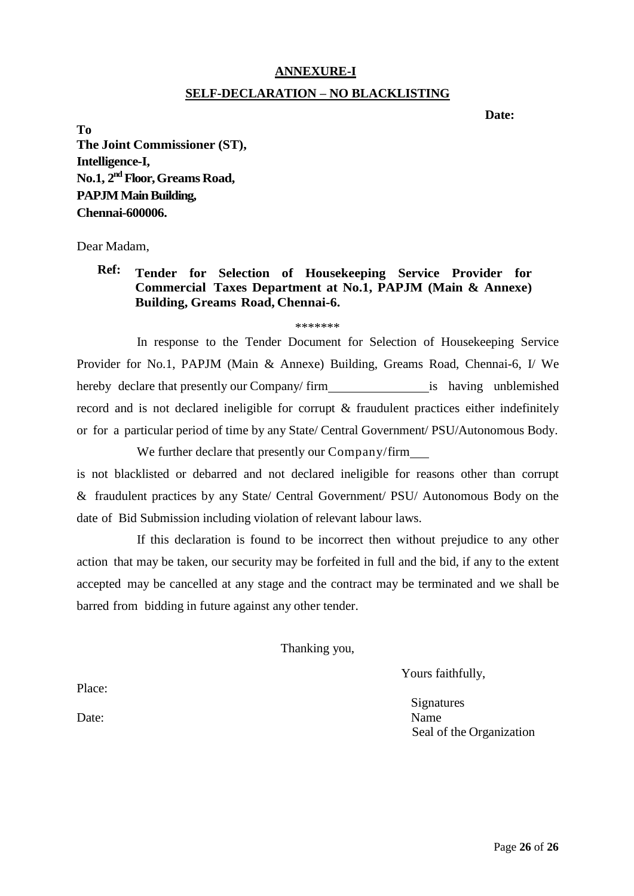## ANNEXURE-I

### SELF-DECLARATION – NO BLACKLISTING

**Date:**

**To**
**The Joint Commissioner (ST),**
**Intelligence-I,**
**No.1, 2nd Floor, Greams Road,**
**PAPJM Main Building,**
**Chennai-600006.**

Dear Madam,

**Ref: Tender for Selection of Housekeeping Service Provider for Commercial Taxes Department at No.1, PAPJM (Main & Annexe) Building, Greams Road, Chennai-6.**

*******

In response to the Tender Document for Selection of Housekeeping Service Provider for No.1, PAPJM (Main & Annexe) Building, Greams Road, Chennai-6, I/ We hereby declare that presently our Company/ firm ________________ is having unblemished record and is not declared ineligible for corrupt & fraudulent practices either indefinitely or for a particular period of time by any State/ Central Government/ PSU/Autonomous Body.

We further declare that presently our Company/firm ___ is not blacklisted or debarred and not declared ineligible for reasons other than corrupt & fraudulent practices by any State/ Central Government/ PSU/ Autonomous Body on the date of Bid Submission including violation of relevant labour laws.

If this declaration is found to be incorrect then without prejudice to any other action that may be taken, our security may be forfeited in full and the bid, if any to the extent accepted may be cancelled at any stage and the contract may be terminated and we shall be barred from bidding in future against any other tender.

Thanking you,

Yours faithfully,

Place:

Date:

Signatures
Name
Seal of the Organization